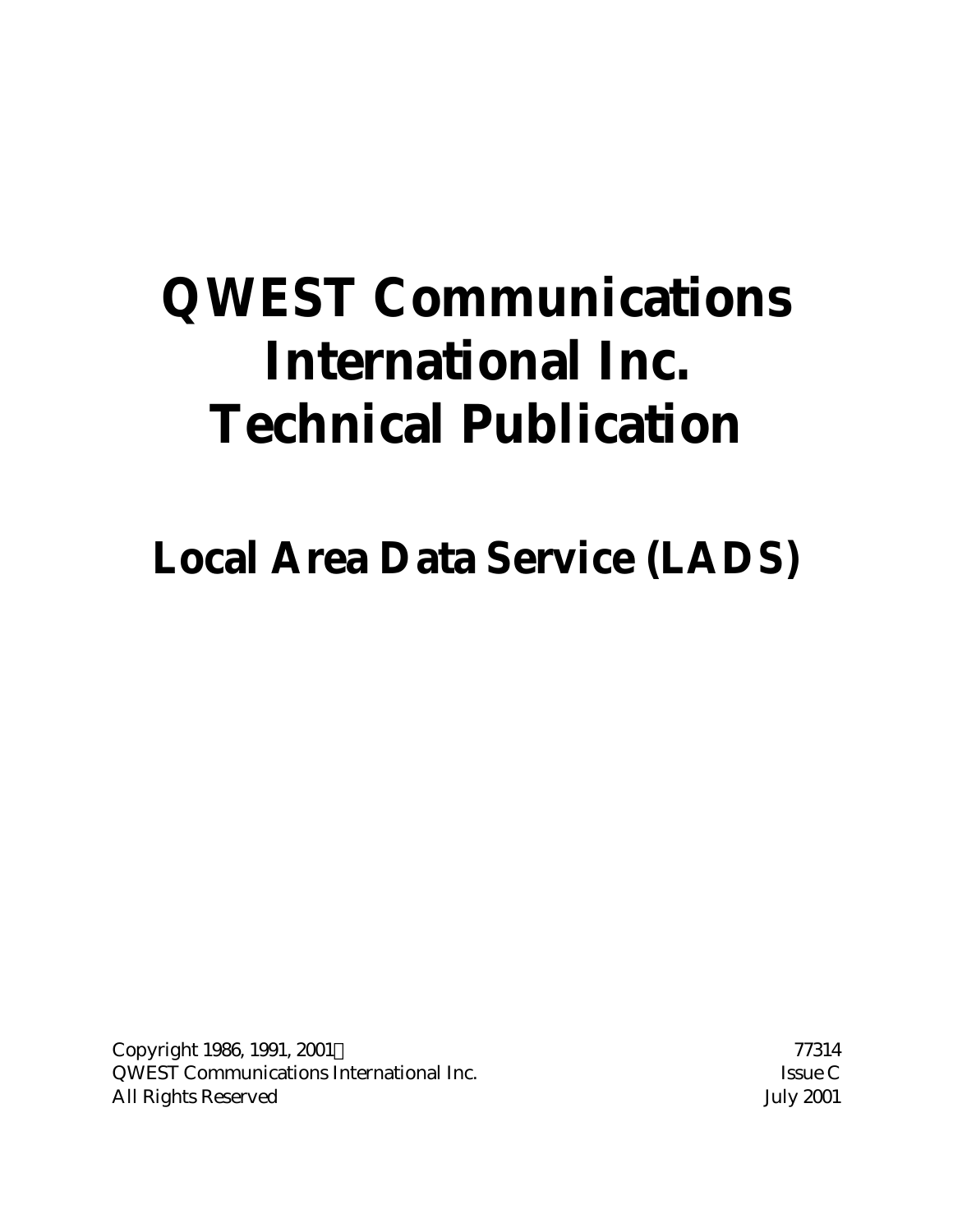# QWEST Communications International Inc. Technical Publication

## Local Area Data Service (LADS)

Copyright 1986, 1991, 2001©
QWEST Communications International Inc.
All Rights Reserved

77314
Issue C
July 2001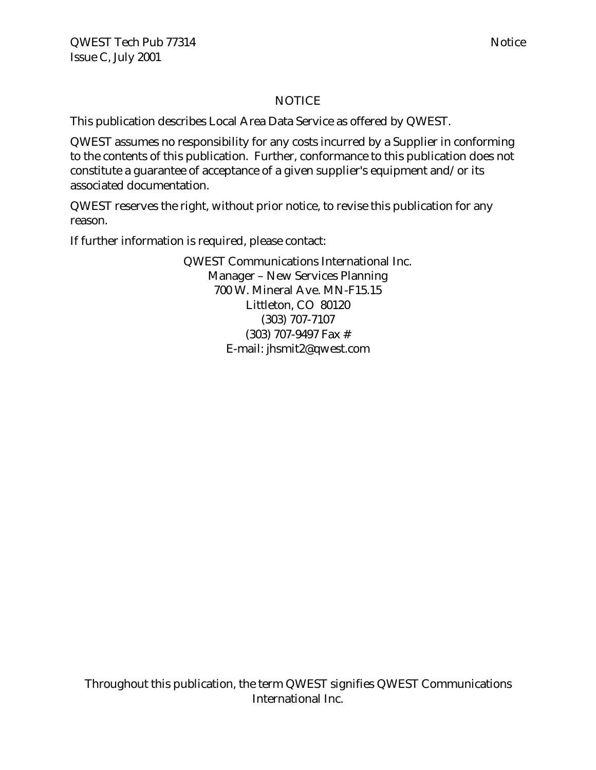# NOTICE

This publication describes Local Area Data Service as offered by QWEST.

QWEST assumes no responsibility for any costs incurred by a Supplier in conforming to the contents of this publication. Further, conformance to this publication does not constitute a guarantee of acceptance of a given supplier's equipment and/or its associated documentation.

QWEST reserves the right, without prior notice, to revise this publication for any reason.

If further information is required, please contact:

QWEST Communications International Inc.
Manager – New Services Planning
700 W. Mineral Ave. MN-F15.15
Littleton, CO 80120
(303) 707-7107
(303) 707-9497 Fax #
E-mail: jhsmit2@qwest.com

Throughout this publication, the term QWEST signifies QWEST Communications International Inc.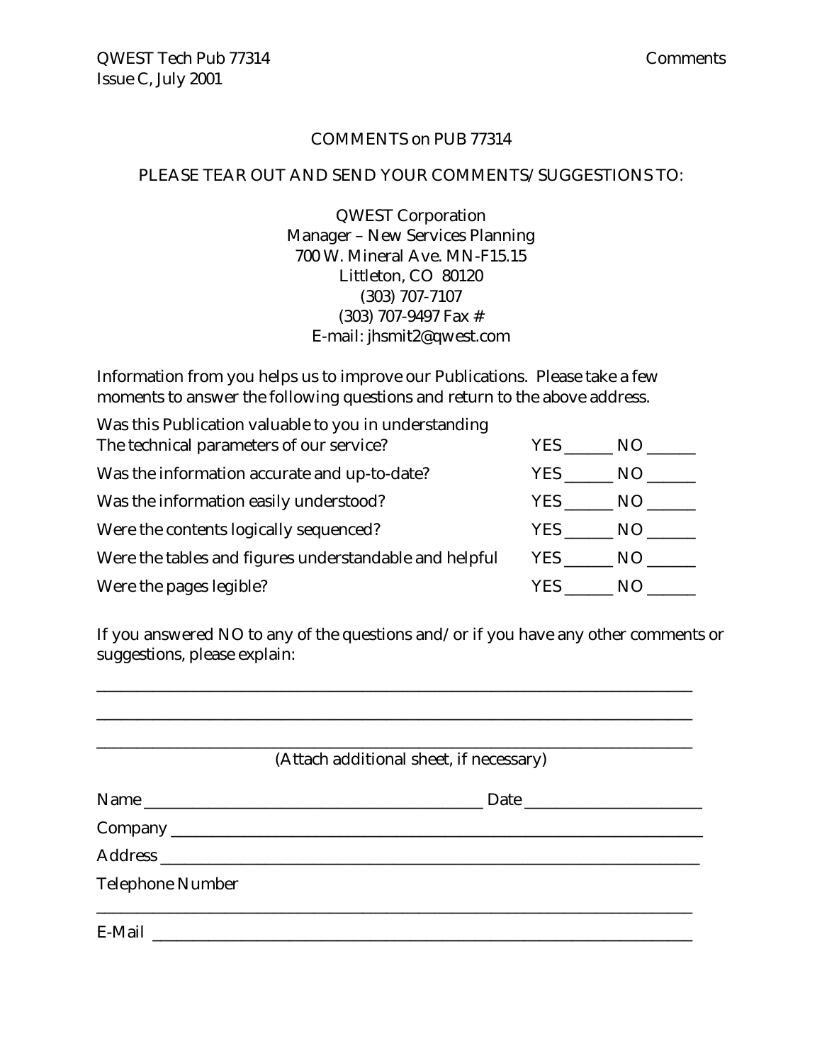# COMMENTS on PUB 77314

PLEASE TEAR OUT AND SEND YOUR COMMENTS/SUGGESTIONS TO:

QWEST Corporation  
Manager – New Services Planning  
700 W. Mineral Ave. MN-F15.15  
Littleton, CO 80120  
(303) 707-7107  
(303) 707-9497 Fax #  
E-mail: jhsmit2@qwest.com

Information from you helps us to improve our Publications. Please take a few moments to answer the following questions and return to the above address.

| | |
|---|---|
| Was this Publication valuable to you in understanding The technical parameters of our service? | YES ______ NO ______ |
| Was the information accurate and up-to-date? | YES ______ NO ______ |
| Was the information easily understood? | YES ______ NO ______ |
| Were the contents logically sequenced? | YES ______ NO ______ |
| Were the tables and figures understandable and helpful | YES ______ NO ______ |
| Were the pages legible? | YES ______ NO ______ |

If you answered NO to any of the questions and/or if you have any other comments or suggestions, please explain:

_______________________________________________________________________________

_______________________________________________________________________________

_______________________________________________________________________________

(Attach additional sheet, if necessary)

Name ____________________________________________ Date ______________________

Company ____________________________________________________________________

Address _____________________________________________________________________

Telephone Number

_______________________________________________________________________________

E-Mail ______________________________________________________________________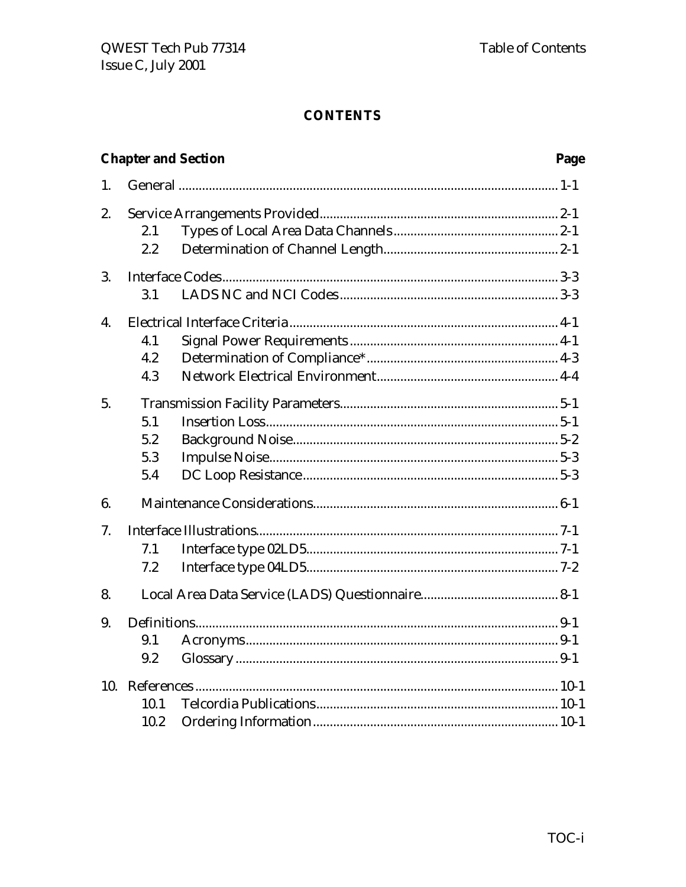# CONTENTS

| Chapter and Section | | | Page |
|---|---|---|---|
| 1. | General | | 1-1 |
| 2. | Service Arrangements Provided | | 2-1 |
| | 2.1 | Types of Local Area Data Channels | 2-1 |
| | 2.2 | Determination of Channel Length | 2-1 |
| 3. | Interface Codes | | 3-3 |
| | 3.1 | LADS NC and NCI Codes | 3-3 |
| 4. | Electrical Interface Criteria | | 4-1 |
| | 4.1 | Signal Power Requirements | 4-1 |
| | 4.2 | Determination of Compliance* | 4-3 |
| | 4.3 | Network Electrical Environment | 4-4 |
| 5. | Transmission Facility Parameters | | 5-1 |
| | 5.1 | Insertion Loss | 5-1 |
| | 5.2 | Background Noise | 5-2 |
| | 5.3 | Impulse Noise | 5-3 |
| | 5.4 | DC Loop Resistance | 5-3 |
| 6. | Maintenance Considerations | | 6-1 |
| 7. | Interface Illustrations | | 7-1 |
| | 7.1 | Interface type 02LD5 | 7-1 |
| | 7.2 | Interface type 04LD5 | 7-2 |
| 8. | Local Area Data Service (LADS) Questionnaire | | 8-1 |
| 9. | Definitions | | 9-1 |
| | 9.1 | Acronyms | 9-1 |
| | 9.2 | Glossary | 9-1 |
| 10. | References | | 10-1 |
| | 10.1 | Telcordia Publications | 10-1 |
| | 10.2 | Ordering Information | 10-1 |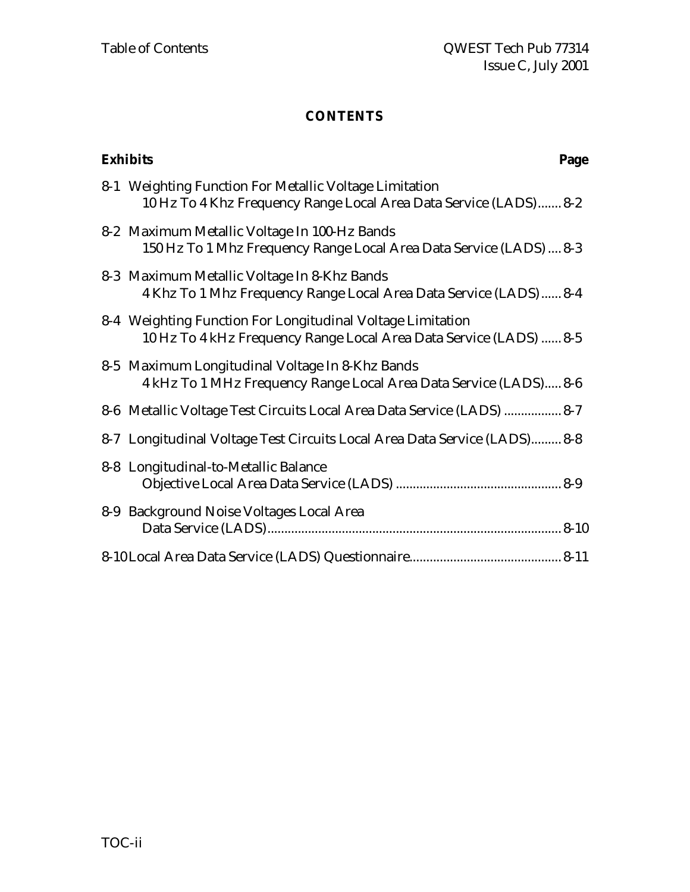## CONTENTS

| Exhibits | Page |
|---|---|
| 8-1 Weighting Function For Metallic Voltage Limitation 10 Hz To 4 Khz Frequency Range Local Area Data Service (LADS) | 8-2 |
| 8-2 Maximum Metallic Voltage In 100-Hz Bands 150 Hz To 1 Mhz Frequency Range Local Area Data Service (LADS) | 8-3 |
| 8-3 Maximum Metallic Voltage In 8-Khz Bands 4 Khz To 1 Mhz Frequency Range Local Area Data Service (LADS) | 8-4 |
| 8-4 Weighting Function For Longitudinal Voltage Limitation 10 Hz To 4 kHz Frequency Range Local Area Data Service (LADS) | 8-5 |
| 8-5 Maximum Longitudinal Voltage In 8-Khz Bands 4 kHz To 1 MHz Frequency Range Local Area Data Service (LADS) | 8-6 |
| 8-6 Metallic Voltage Test Circuits Local Area Data Service (LADS) | 8-7 |
| 8-7 Longitudinal Voltage Test Circuits Local Area Data Service (LADS) | 8-8 |
| 8-8 Longitudinal-to-Metallic Balance Objective Local Area Data Service (LADS) | 8-9 |
| 8-9 Background Noise Voltages Local Area Data Service (LADS) | 8-10 |
| 8-10 Local Area Data Service (LADS) Questionnaire | 8-11 |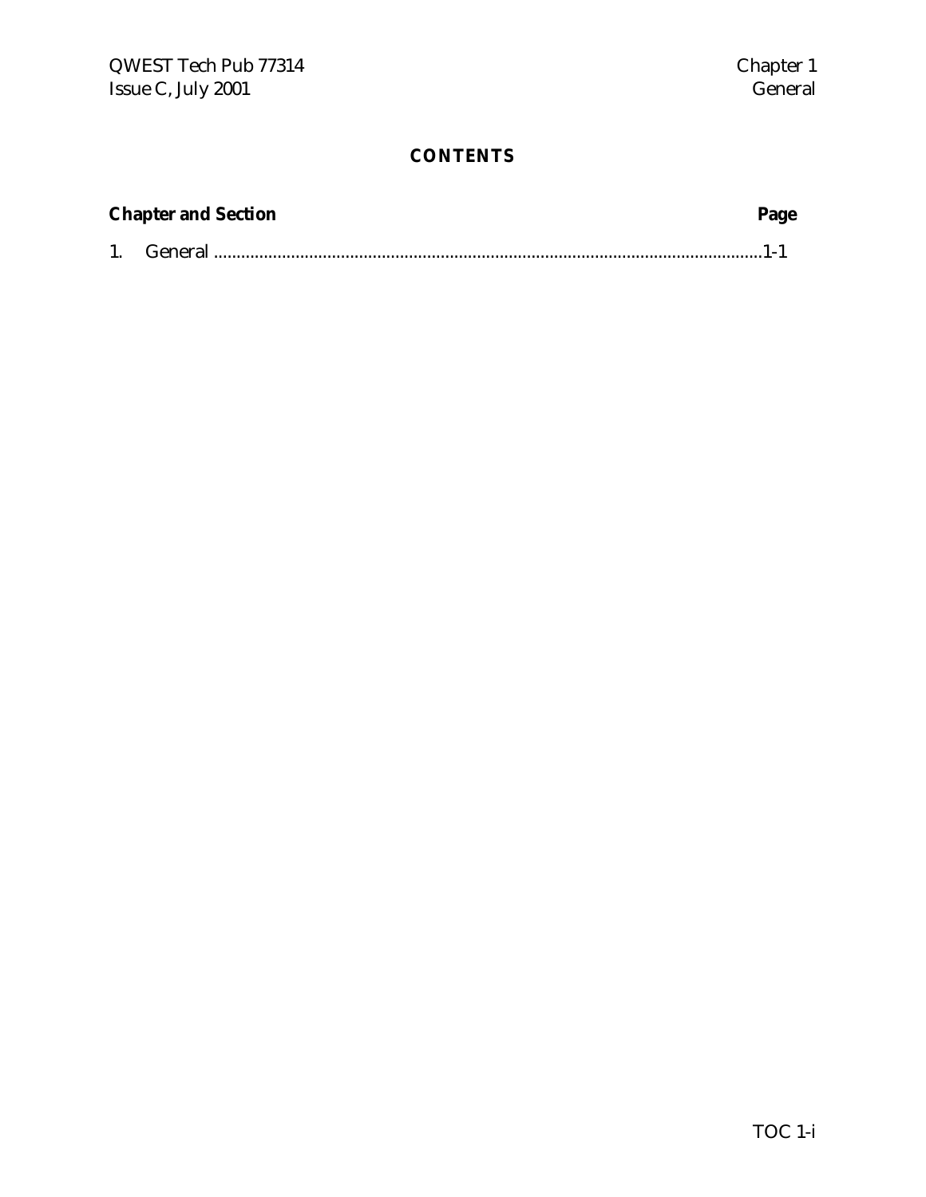## CONTENTS

| Chapter and Section | Page |
|---|---|
| 1. General | 1-1 |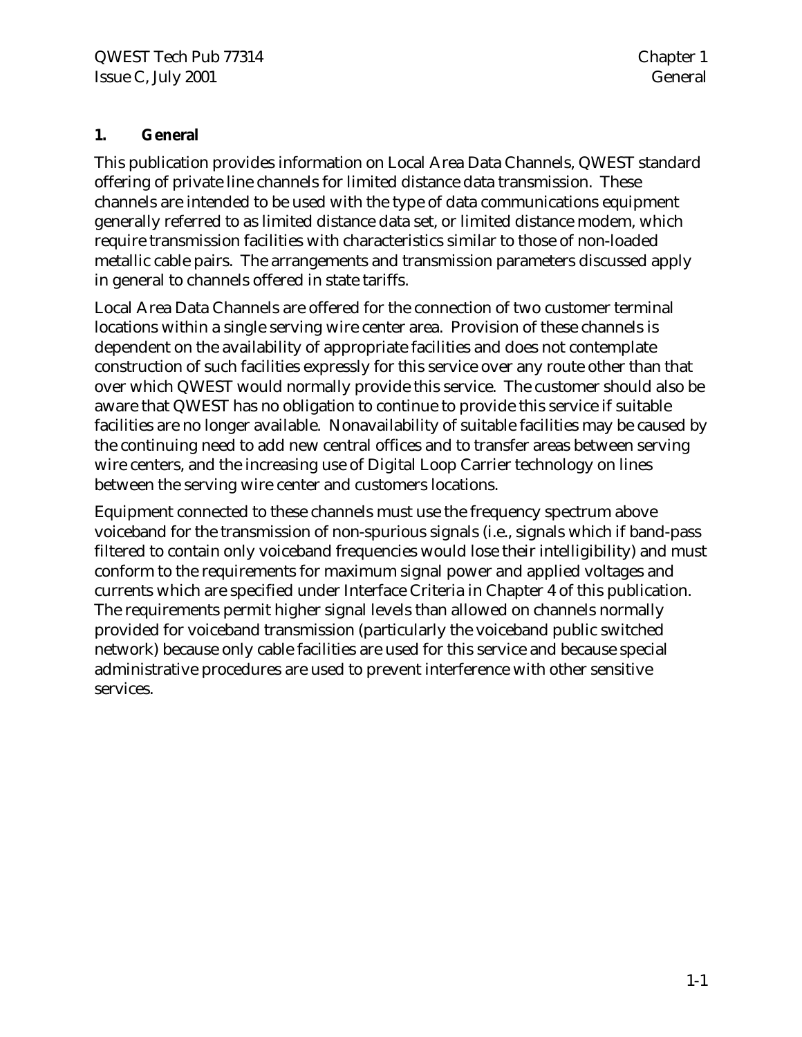# 1. General

This publication provides information on Local Area Data Channels, QWEST standard offering of private line channels for limited distance data transmission. These channels are intended to be used with the type of data communications equipment generally referred to as limited distance data set, or limited distance modem, which require transmission facilities with characteristics similar to those of non-loaded metallic cable pairs. The arrangements and transmission parameters discussed apply in general to channels offered in state tariffs.

Local Area Data Channels are offered for the connection of two customer terminal locations within a single serving wire center area. Provision of these channels is dependent on the availability of appropriate facilities and does not contemplate construction of such facilities expressly for this service over any route other than that over which QWEST would normally provide this service. The customer should also be aware that QWEST has no obligation to continue to provide this service if suitable facilities are no longer available. Nonavailability of suitable facilities may be caused by the continuing need to add new central offices and to transfer areas between serving wire centers, and the increasing use of Digital Loop Carrier technology on lines between the serving wire center and customers locations.

Equipment connected to these channels must use the frequency spectrum above voiceband for the transmission of non-spurious signals (i.e., signals which if band-pass filtered to contain only voiceband frequencies would lose their intelligibility) and must conform to the requirements for maximum signal power and applied voltages and currents which are specified under Interface Criteria in Chapter 4 of this publication. The requirements permit higher signal levels than allowed on channels normally provided for voiceband transmission (particularly the voiceband public switched network) because only cable facilities are used for this service and because special administrative procedures are used to prevent interference with other sensitive services.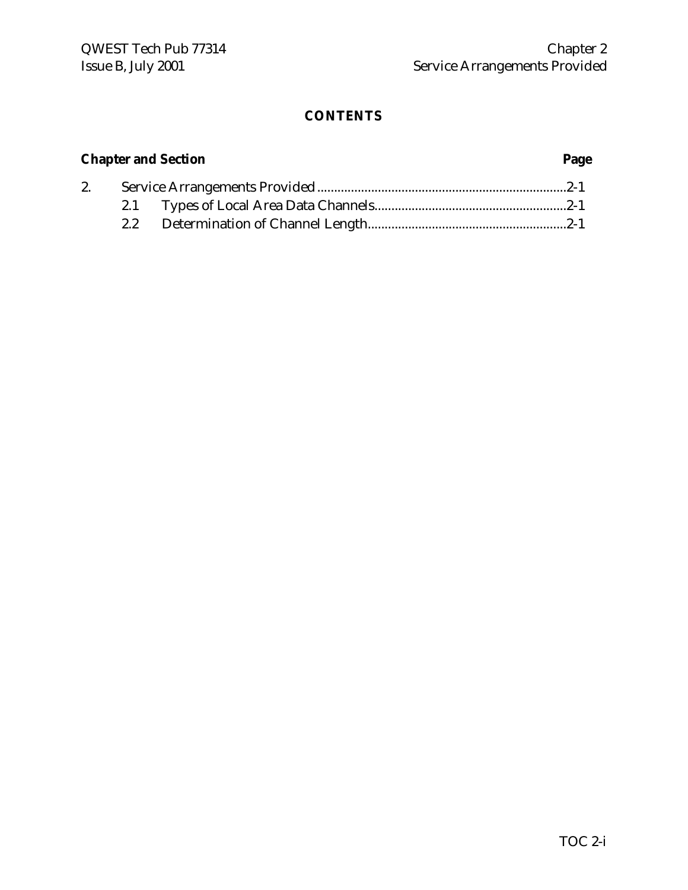# CONTENTS

| Chapter and Section | | Page |
|---|---|---|
| 2. | Service Arrangements Provided | 2-1 |
| | 2.1 Types of Local Area Data Channels | 2-1 |
| | 2.2 Determination of Channel Length | 2-1 |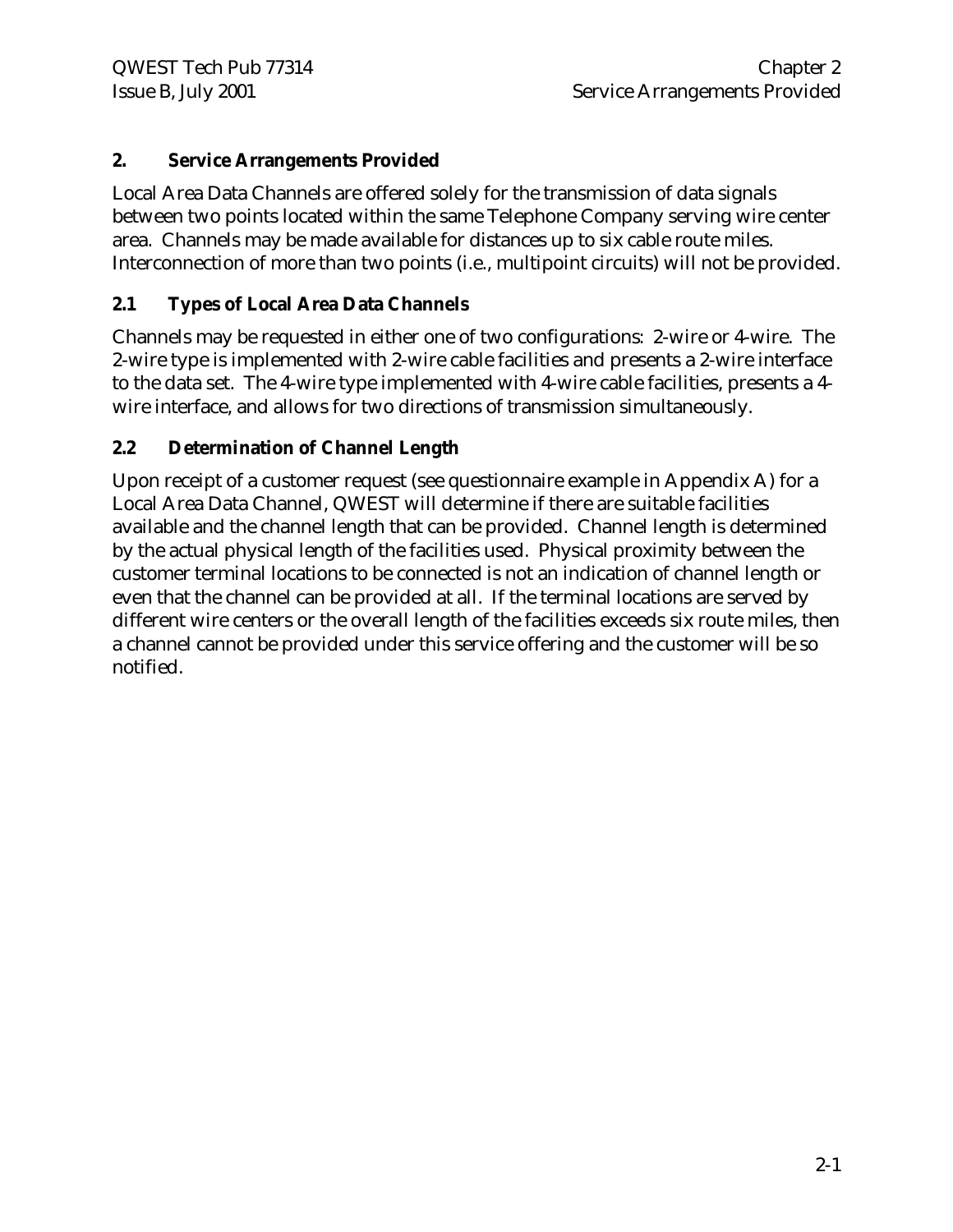## 2. Service Arrangements Provided

Local Area Data Channels are offered solely for the transmission of data signals between two points located within the same Telephone Company serving wire center area. Channels may be made available for distances up to six cable route miles. Interconnection of more than two points (i.e., multipoint circuits) will not be provided.

### 2.1 Types of Local Area Data Channels

Channels may be requested in either one of two configurations: 2-wire or 4-wire. The 2-wire type is implemented with 2-wire cable facilities and presents a 2-wire interface to the data set. The 4-wire type implemented with 4-wire cable facilities, presents a 4-wire interface, and allows for two directions of transmission simultaneously.

### 2.2 Determination of Channel Length

Upon receipt of a customer request (see questionnaire example in Appendix A) for a Local Area Data Channel, QWEST will determine if there are suitable facilities available and the channel length that can be provided. Channel length is determined by the actual physical length of the facilities used. Physical proximity between the customer terminal locations to be connected is not an indication of channel length or even that the channel can be provided at all. If the terminal locations are served by different wire centers or the overall length of the facilities exceeds six route miles, then a channel cannot be provided under this service offering and the customer will be so notified.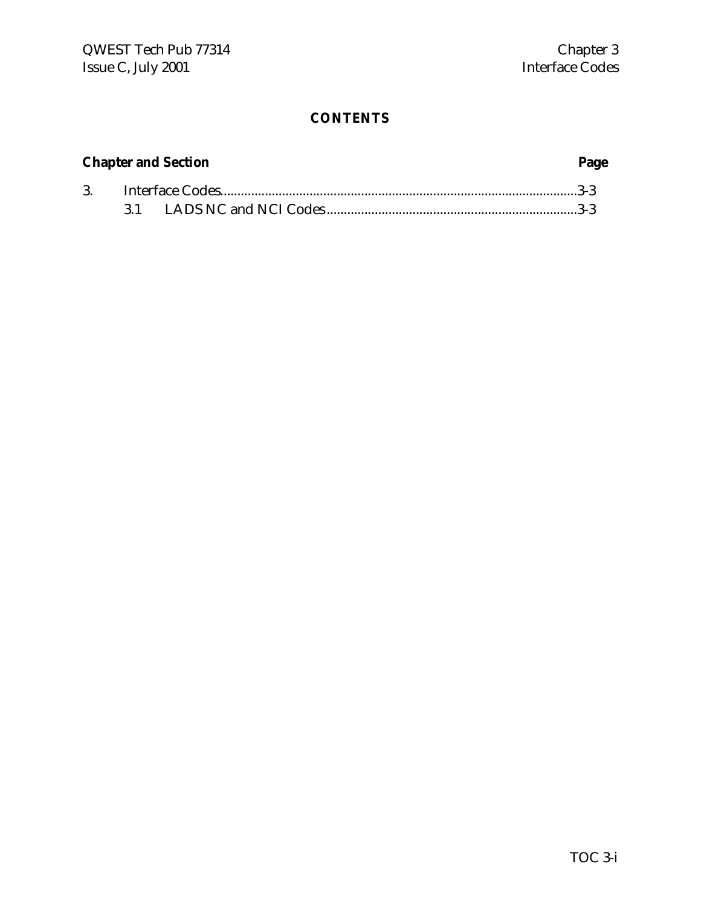## CONTENTS

**Chapter and Section** **Page**

3. Interface Codes........................................................................................................3-3
   3.1 LADS NC and NCI Codes.........................................................................3-3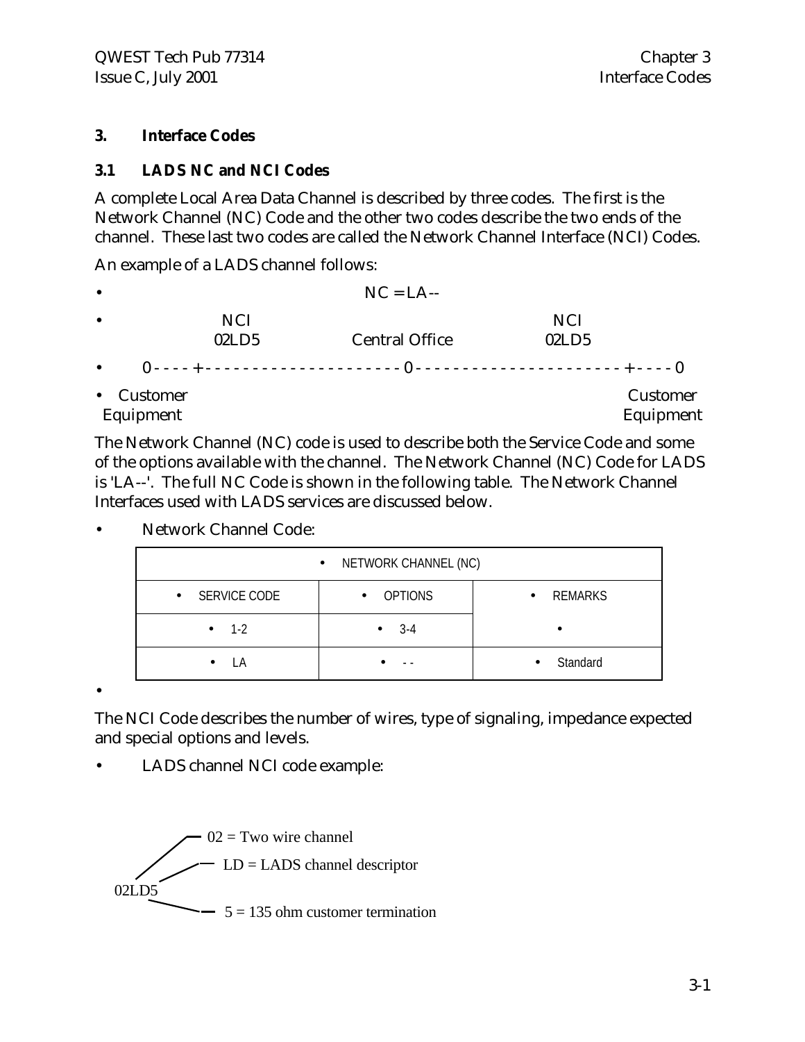# 3. Interface Codes

## 3.1 LADS NC and NCI Codes

A complete Local Area Data Channel is described by three codes. The first is the Network Channel (NC) Code and the other two codes describe the two ends of the channel. These last two codes are called the Network Channel Interface (NCI) Codes.

An example of a LADS channel follows:

```
                              NC = LA--
              NCI                                          NCI
              02LD5           Central Office               02LD5
        0 - - - - + - - - - - - - - - - - - - - - - - - - - 0 - - - - - - - - - - - - - - - - - - - - + - - - - 0
  Customer                                                                     Customer
  Equipment                                                                    Equipment
```

The Network Channel (NC) code is used to describe both the Service Code and some of the options available with the channel. The Network Channel (NC) Code for LADS is 'LA--'. The full NC Code is shown in the following table. The Network Channel Interfaces used with LADS services are discussed below.

- Network Channel Code:

| NETWORK CHANNEL (NC) | | |
|---|---|---|
| SERVICE CODE | OPTIONS | REMARKS |
| 1-2 | 3-4 | |
| LA | - - | Standard |

The NCI Code describes the number of wires, type of signaling, impedance expected and special options and levels.

- LADS channel NCI code example:

02LD5
- 02 = Two wire channel
- LD = LADS channel descriptor
- 5 = 135 ohm customer termination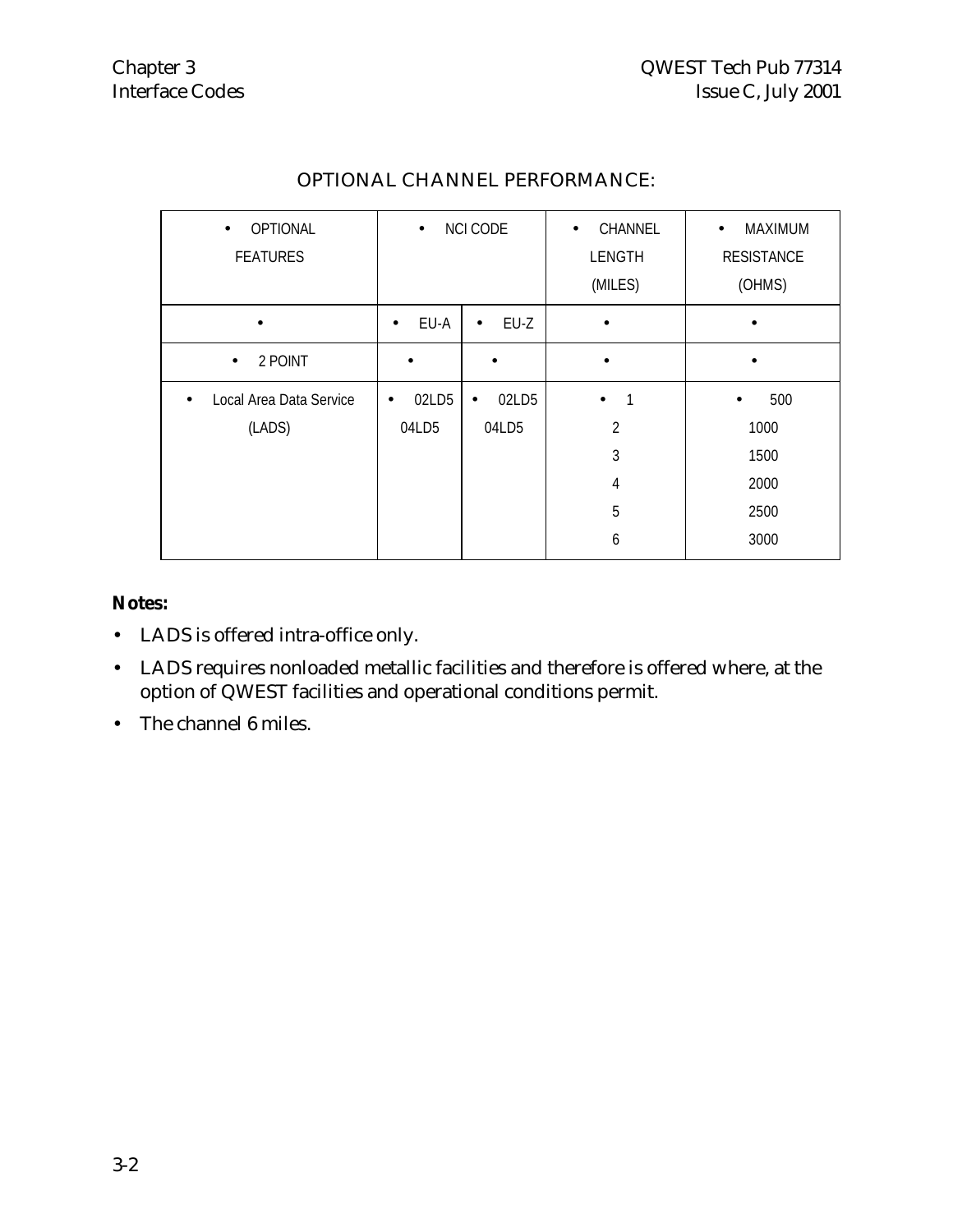## OPTIONAL CHANNEL PERFORMANCE:

| • OPTIONAL FEATURES | • NCI CODE | | • CHANNEL LENGTH (MILES) | • MAXIMUM RESISTANCE (OHMS) |
|---|---|---|---|---|
| • | • EU-A | • EU-Z | • | • |
| • 2 POINT | • | • | • | • |
| • Local Area Data Service (LADS) | • 02LD5<br>04LD5 | • 02LD5<br>04LD5 | • 1<br>2<br>3<br>4<br>5<br>6 | • 500<br>1000<br>1500<br>2000<br>2500<br>3000 |

**Notes:**

- LADS is offered intra-office only.
- LADS requires nonloaded metallic facilities and therefore is offered where, at the option of QWEST facilities and operational conditions permit.
- The channel 6 miles.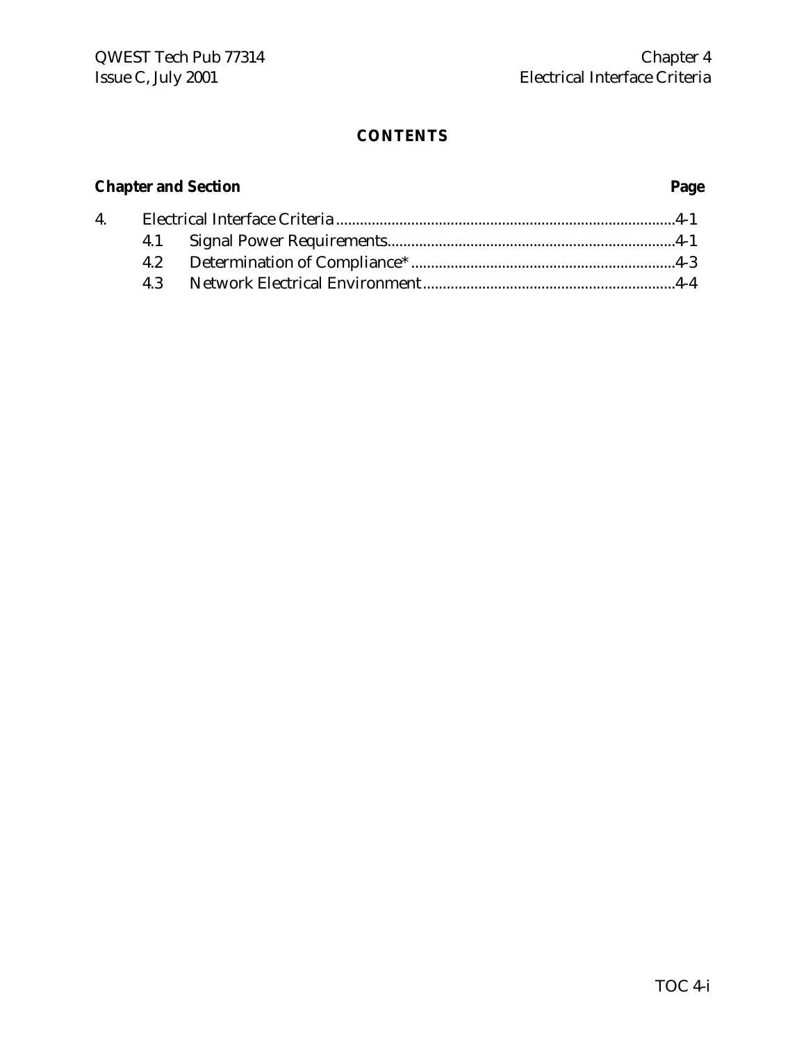# CONTENTS

| Chapter and Section | | Page |
|---|---|---|
| 4. | Electrical Interface Criteria | 4-1 |
| | 4.1 Signal Power Requirements | 4-1 |
| | 4.2 Determination of Compliance* | 4-3 |
| | 4.3 Network Electrical Environment | 4-4 |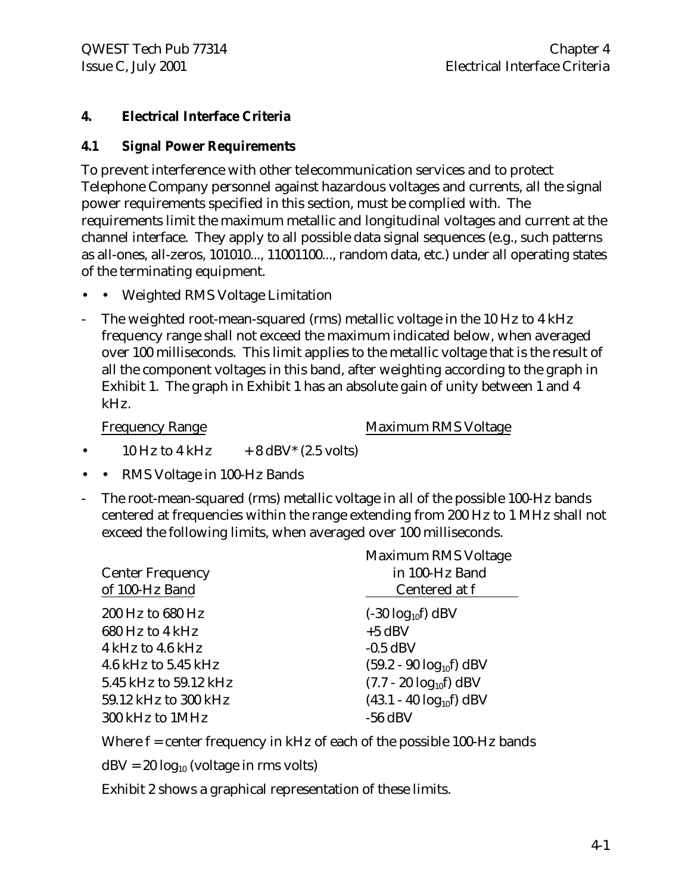# 4. Electrical Interface Criteria

## 4.1 Signal Power Requirements

To prevent interference with other telecommunication services and to protect Telephone Company personnel against hazardous voltages and currents, all the signal power requirements specified in this section, must be complied with. The requirements limit the maximum metallic and longitudinal voltages and current at the channel interface. They apply to all possible data signal sequences (e.g., such patterns as all-ones, all-zeros, 101010..., 11001100..., random data, etc.) under all operating states of the terminating equipment.

- • Weighted RMS Voltage Limitation

- The weighted root-mean-squared (rms) metallic voltage in the 10 Hz to 4 kHz frequency range shall not exceed the maximum indicated below, when averaged over 100 milliseconds. This limit applies to the metallic voltage that is the result of all the component voltages in this band, after weighting according to the graph in Exhibit 1. The graph in Exhibit 1 has an absolute gain of unity between 1 and 4 kHz.

| Frequency Range | Maximum RMS Voltage |
|---|---|
| 10 Hz to 4 kHz | + 8 dBV* (2.5 volts) |

- • RMS Voltage in 100-Hz Bands

- The root-mean-squared (rms) metallic voltage in all of the possible 100-Hz bands centered at frequencies within the range extending from 200 Hz to 1 MHz shall not exceed the following limits, when averaged over 100 milliseconds.

| Center Frequency of 100-Hz Band | Maximum RMS Voltage in 100-Hz Band Centered at f |
|---|---|
| 200 Hz to 680 Hz | $(-30 \log_{10} f)$ dBV |
| 680 Hz to 4 kHz | +5 dBV |
| 4 kHz to 4.6 kHz | -0.5 dBV |
| 4.6 kHz to 5.45 kHz | $(59.2 - 90 \log_{10} f)$ dBV |
| 5.45 kHz to 59.12 kHz | $(7.7 - 20 \log_{10} f)$ dBV |
| 59.12 kHz to 300 kHz | $(43.1 - 40 \log_{10} f)$ dBV |
| 300 kHz to 1MHz | -56 dBV |

Where f = center frequency in kHz of each of the possible 100-Hz bands

$\text{dBV} = 20 \log_{10}$ (voltage in rms volts)

Exhibit 2 shows a graphical representation of these limits.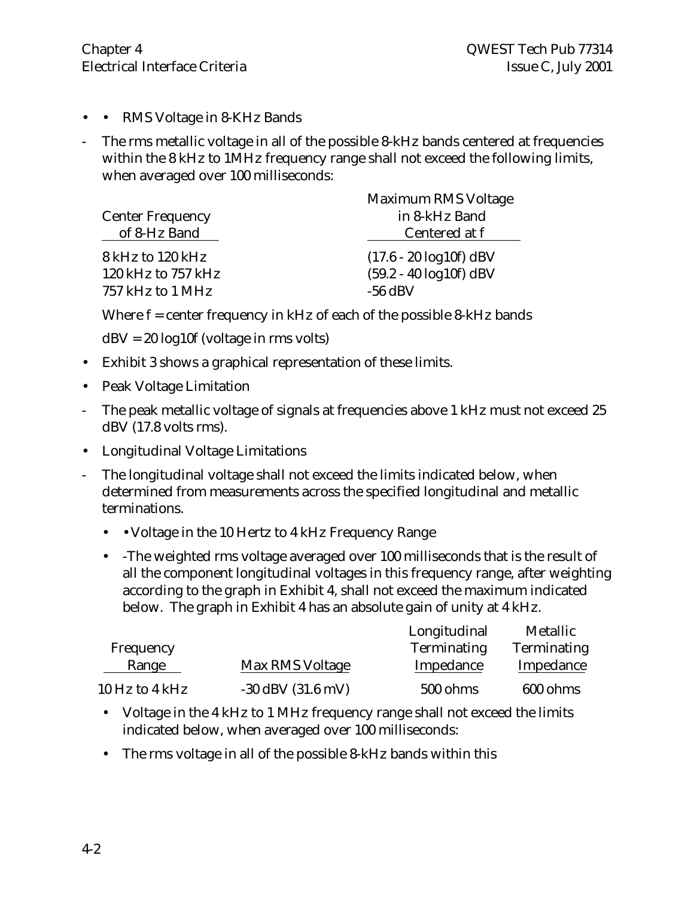- • RMS Voltage in 8-KHz Bands

- The rms metallic voltage in all of the possible 8-kHz bands centered at frequencies within the 8 kHz to 1MHz frequency range shall not exceed the following limits, when averaged over 100 milliseconds:

| Center Frequency of 8-Hz Band | Maximum RMS Voltage in 8-kHz Band Centered at f |
|---|---|
| 8 kHz to 120 kHz | (17.6 - 20 log10f) dBV |
| 120 kHz to 757 kHz | (59.2 - 40 log10f) dBV |
| 757 kHz to 1 MHz | -56 dBV |

Where f = center frequency in kHz of each of the possible 8-kHz bands

dBV = 20 log10f (voltage in rms volts)

- Exhibit 3 shows a graphical representation of these limits.
- Peak Voltage Limitation

- The peak metallic voltage of signals at frequencies above 1 kHz must not exceed 25 dBV (17.8 volts rms).

- Longitudinal Voltage Limitations

- The longitudinal voltage shall not exceed the limits indicated below, when determined from measurements across the specified longitudinal and metallic terminations.
  - • Voltage in the 10 Hertz to 4 kHz Frequency Range
  - -The weighted rms voltage averaged over 100 milliseconds that is the result of all the component longitudinal voltages in this frequency range, after weighting according to the graph in Exhibit 4, shall not exceed the maximum indicated below. The graph in Exhibit 4 has an absolute gain of unity at 4 kHz.

| Frequency Range | Max RMS Voltage | Longitudinal Terminating Impedance | Metallic Terminating Impedance |
|---|---|---|---|
| 10 Hz to 4 kHz | -30 dBV (31.6 mV) | 500 ohms | 600 ohms |

- Voltage in the 4 kHz to 1 MHz frequency range shall not exceed the limits indicated below, when averaged over 100 milliseconds:
- The rms voltage in all of the possible 8-kHz bands within this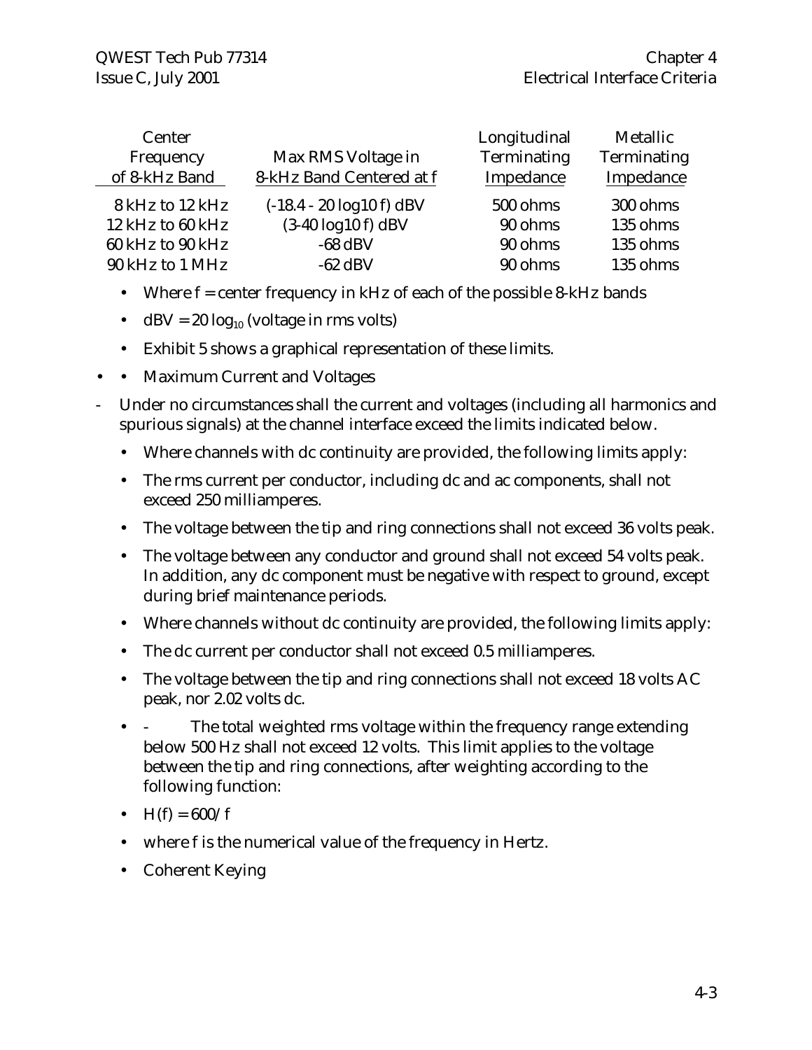| Center Frequency of 8-kHz Band | Max RMS Voltage in 8-kHz Band Centered at f | Longitudinal Terminating Impedance | Metallic Terminating Impedance |
|---|---|---|---|
| 8 kHz to 12 kHz | $(-18.4 - 20 \log_{10} f)$ dBV | 500 ohms | 300 ohms |
| 12 kHz to 60 kHz | $(3 - 40 \log_{10} f)$ dBV | 90 ohms | 135 ohms |
| 60 kHz to 90 kHz | -68 dBV | 90 ohms | 135 ohms |
| 90 kHz to 1 MHz | -62 dBV | 90 ohms | 135 ohms |

- Where f = center frequency in kHz of each of the possible 8-kHz bands
- $\text{dBV} = 20 \log_{10}$ (voltage in rms volts)
- Exhibit 5 shows a graphical representation of these limits.

- • Maximum Current and Voltages

- Under no circumstances shall the current and voltages (including all harmonics and spurious signals) at the channel interface exceed the limits indicated below.
  - Where channels with dc continuity are provided, the following limits apply:
  - The rms current per conductor, including dc and ac components, shall not exceed 250 milliamperes.
  - The voltage between the tip and ring connections shall not exceed 36 volts peak.
  - The voltage between any conductor and ground shall not exceed 54 volts peak. In addition, any dc component must be negative with respect to ground, except during brief maintenance periods.
  - Where channels without dc continuity are provided, the following limits apply:
  - The dc current per conductor shall not exceed 0.5 milliamperes.
  - The voltage between the tip and ring connections shall not exceed 18 volts AC peak, nor 2.02 volts dc.
  - - The total weighted rms voltage within the frequency range extending below 500 Hz shall not exceed 12 volts. This limit applies to the voltage between the tip and ring connections, after weighting according to the following function:
  - $H(f) = 600/f$
  - where f is the numerical value of the frequency in Hertz.
  - Coherent Keying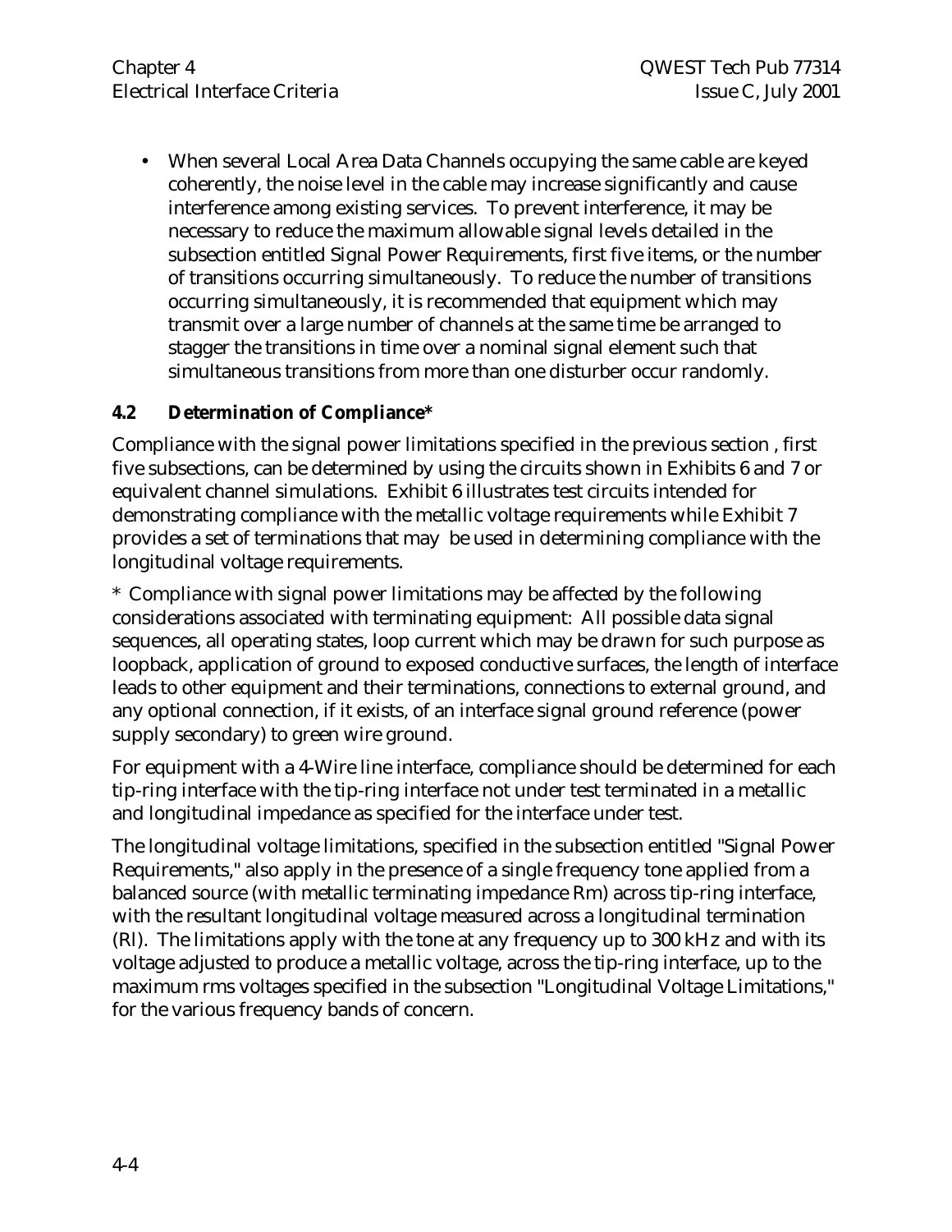- When several Local Area Data Channels occupying the same cable are keyed coherently, the noise level in the cable may increase significantly and cause interference among existing services. To prevent interference, it may be necessary to reduce the maximum allowable signal levels detailed in the subsection entitled Signal Power Requirements, first five items, or the number of transitions occurring simultaneously. To reduce the number of transitions occurring simultaneously, it is recommended that equipment which may transmit over a large number of channels at the same time be arranged to stagger the transitions in time over a nominal signal element such that simultaneous transitions from more than one disturber occur randomly.

### 4.2 Determination of Compliance*

Compliance with the signal power limitations specified in the previous section , first five subsections, can be determined by using the circuits shown in Exhibits 6 and 7 or equivalent channel simulations. Exhibit 6 illustrates test circuits intended for demonstrating compliance with the metallic voltage requirements while Exhibit 7 provides a set of terminations that may be used in determining compliance with the longitudinal voltage requirements.

* Compliance with signal power limitations may be affected by the following considerations associated with terminating equipment: All possible data signal sequences, all operating states, loop current which may be drawn for such purpose as loopback, application of ground to exposed conductive surfaces, the length of interface leads to other equipment and their terminations, connections to external ground, and any optional connection, if it exists, of an interface signal ground reference (power supply secondary) to green wire ground.

For equipment with a 4-Wire line interface, compliance should be determined for each tip-ring interface with the tip-ring interface not under test terminated in a metallic and longitudinal impedance as specified for the interface under test.

The longitudinal voltage limitations, specified in the subsection entitled "Signal Power Requirements," also apply in the presence of a single frequency tone applied from a balanced source (with metallic terminating impedance Rm) across tip-ring interface, with the resultant longitudinal voltage measured across a longitudinal termination (Rl). The limitations apply with the tone at any frequency up to 300 kHz and with its voltage adjusted to produce a metallic voltage, across the tip-ring interface, up to the maximum rms voltages specified in the subsection "Longitudinal Voltage Limitations," for the various frequency bands of concern.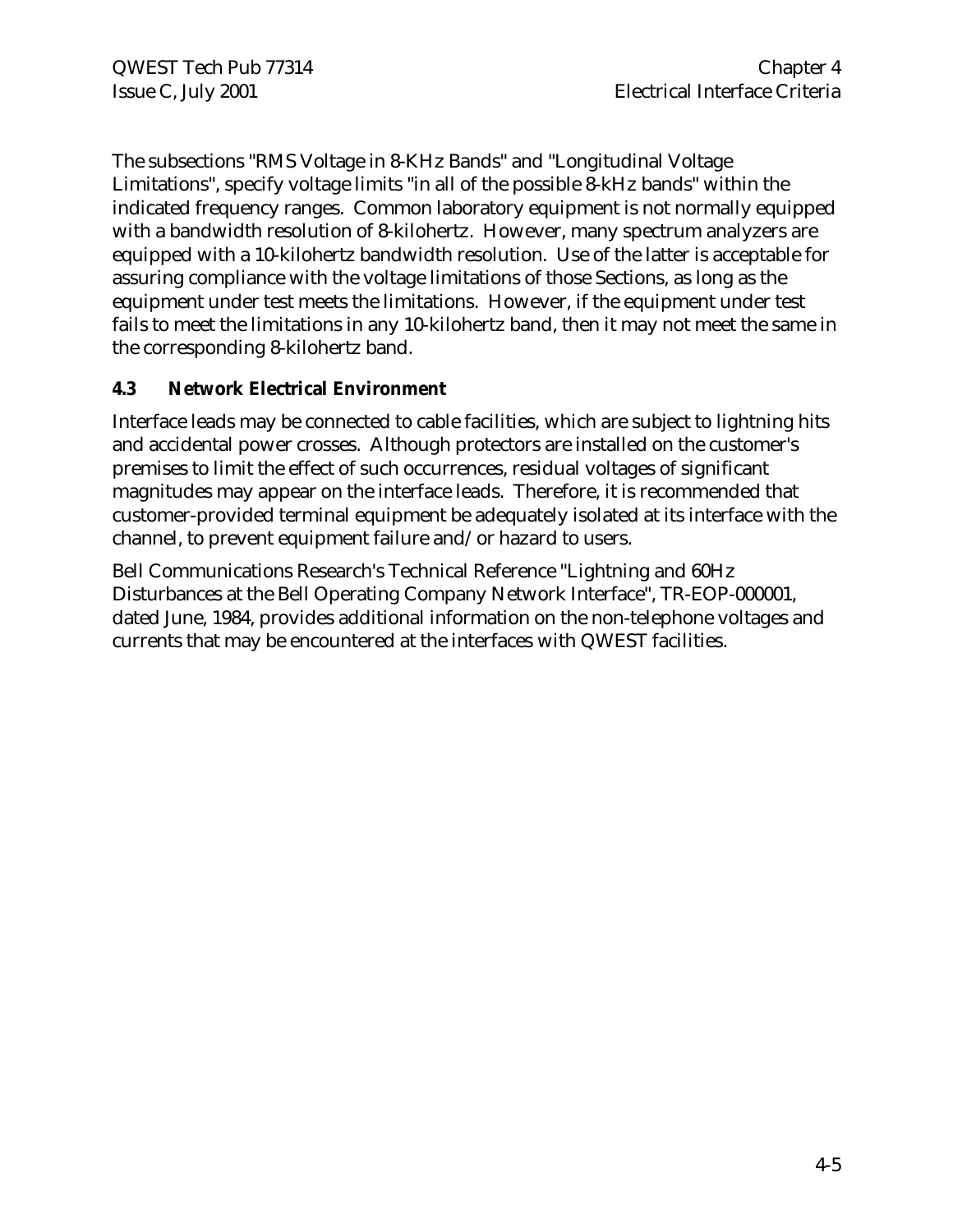The subsections "RMS Voltage in 8-KHz Bands" and "Longitudinal Voltage Limitations", specify voltage limits "in all of the possible 8-kHz bands" within the indicated frequency ranges. Common laboratory equipment is not normally equipped with a bandwidth resolution of 8-kilohertz. However, many spectrum analyzers are equipped with a 10-kilohertz bandwidth resolution. Use of the latter is acceptable for assuring compliance with the voltage limitations of those Sections, as long as the equipment under test meets the limitations. However, if the equipment under test fails to meet the limitations in any 10-kilohertz band, then it may not meet the same in the corresponding 8-kilohertz band.

## 4.3 Network Electrical Environment

Interface leads may be connected to cable facilities, which are subject to lightning hits and accidental power crosses. Although protectors are installed on the customer's premises to limit the effect of such occurrences, residual voltages of significant magnitudes may appear on the interface leads. Therefore, it is recommended that customer-provided terminal equipment be adequately isolated at its interface with the channel, to prevent equipment failure and/or hazard to users.

Bell Communications Research's Technical Reference "Lightning and 60Hz Disturbances at the Bell Operating Company Network Interface", TR-EOP-000001, dated June, 1984, provides additional information on the non-telephone voltages and currents that may be encountered at the interfaces with QWEST facilities.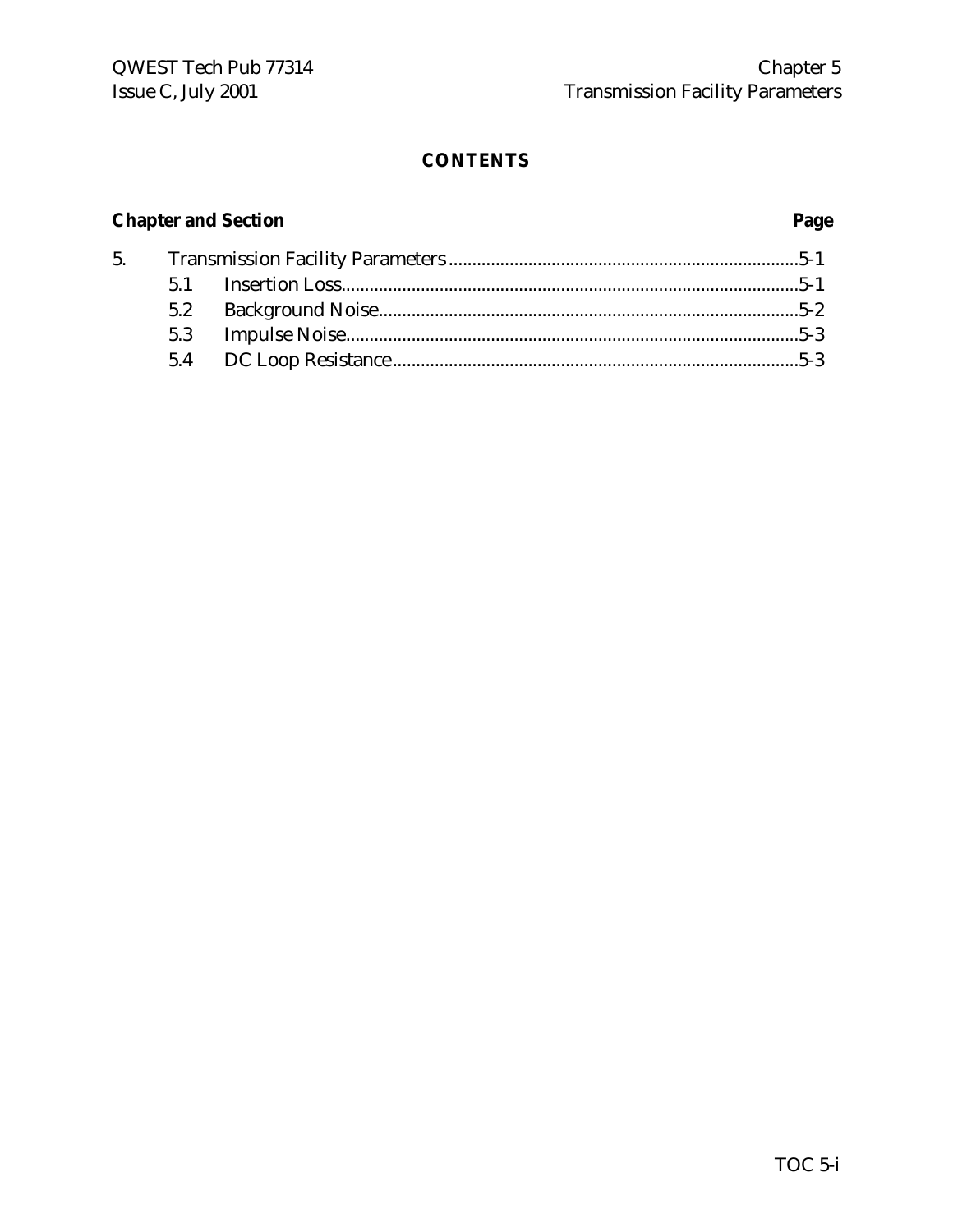# CONTENTS

**Chapter and Section** **Page**

5. Transmission Facility Parameters .......................................................... 5-1
   - 5.1 Insertion Loss .......................................................... 5-1
   - 5.2 Background Noise .......................................................... 5-2
   - 5.3 Impulse Noise .......................................................... 5-3
   - 5.4 DC Loop Resistance .......................................................... 5-3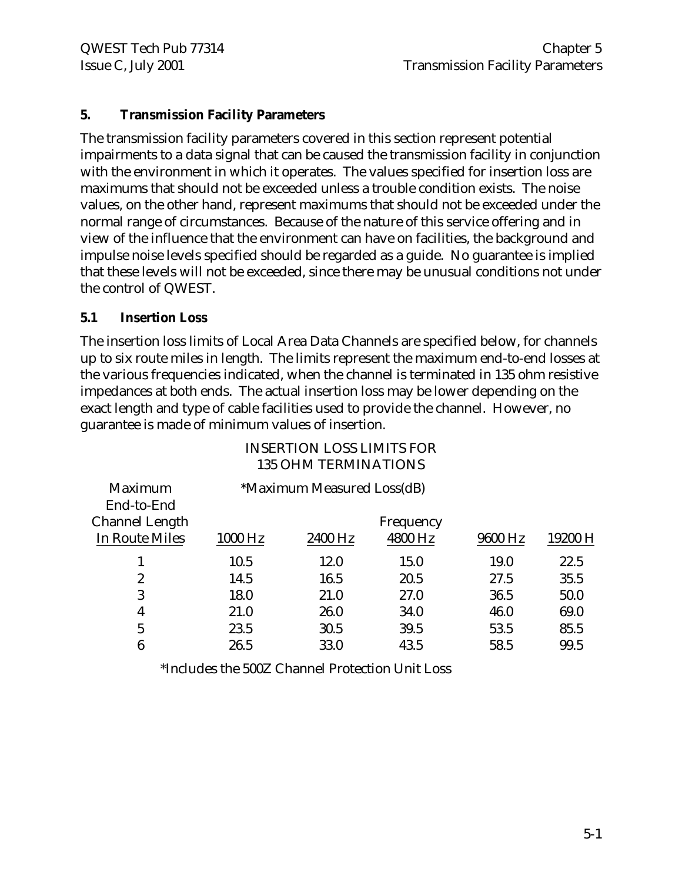# 5. Transmission Facility Parameters

The transmission facility parameters covered in this section represent potential impairments to a data signal that can be caused the transmission facility in conjunction with the environment in which it operates. The values specified for insertion loss are maximums that should not be exceeded unless a trouble condition exists. The noise values, on the other hand, represent maximums that should not be exceeded under the normal range of circumstances. Because of the nature of this service offering and in view of the influence that the environment can have on facilities, the background and impulse noise levels specified should be regarded as a guide. No guarantee is implied that these levels will not be exceeded, since there may be unusual conditions not under the control of QWEST.

## 5.1 Insertion Loss

The insertion loss limits of Local Area Data Channels are specified below, for channels up to six route miles in length. The limits represent the maximum end-to-end losses at the various frequencies indicated, when the channel is terminated in 135 ohm resistive impedances at both ends. The actual insertion loss may be lower depending on the exact length and type of cable facilities used to provide the channel. However, no guarantee is made of minimum values of insertion.

INSERTION LOSS LIMITS FOR
135 OHM TERMINATIONS

| Maximum End-to-End Channel Length In Route Miles | *Maximum Measured Loss(dB) | | | | |
|---|---|---|---|---|---|
| | Frequency | | | | |
| | 1000 Hz | 2400 Hz | 4800 Hz | 9600 Hz | 19200 H |
| 1 | 10.5 | 12.0 | 15.0 | 19.0 | 22.5 |
| 2 | 14.5 | 16.5 | 20.5 | 27.5 | 35.5 |
| 3 | 18.0 | 21.0 | 27.0 | 36.5 | 50.0 |
| 4 | 21.0 | 26.0 | 34.0 | 46.0 | 69.0 |
| 5 | 23.5 | 30.5 | 39.5 | 53.5 | 85.5 |
| 6 | 26.5 | 33.0 | 43.5 | 58.5 | 99.5 |

*Includes the 500Z Channel Protection Unit Loss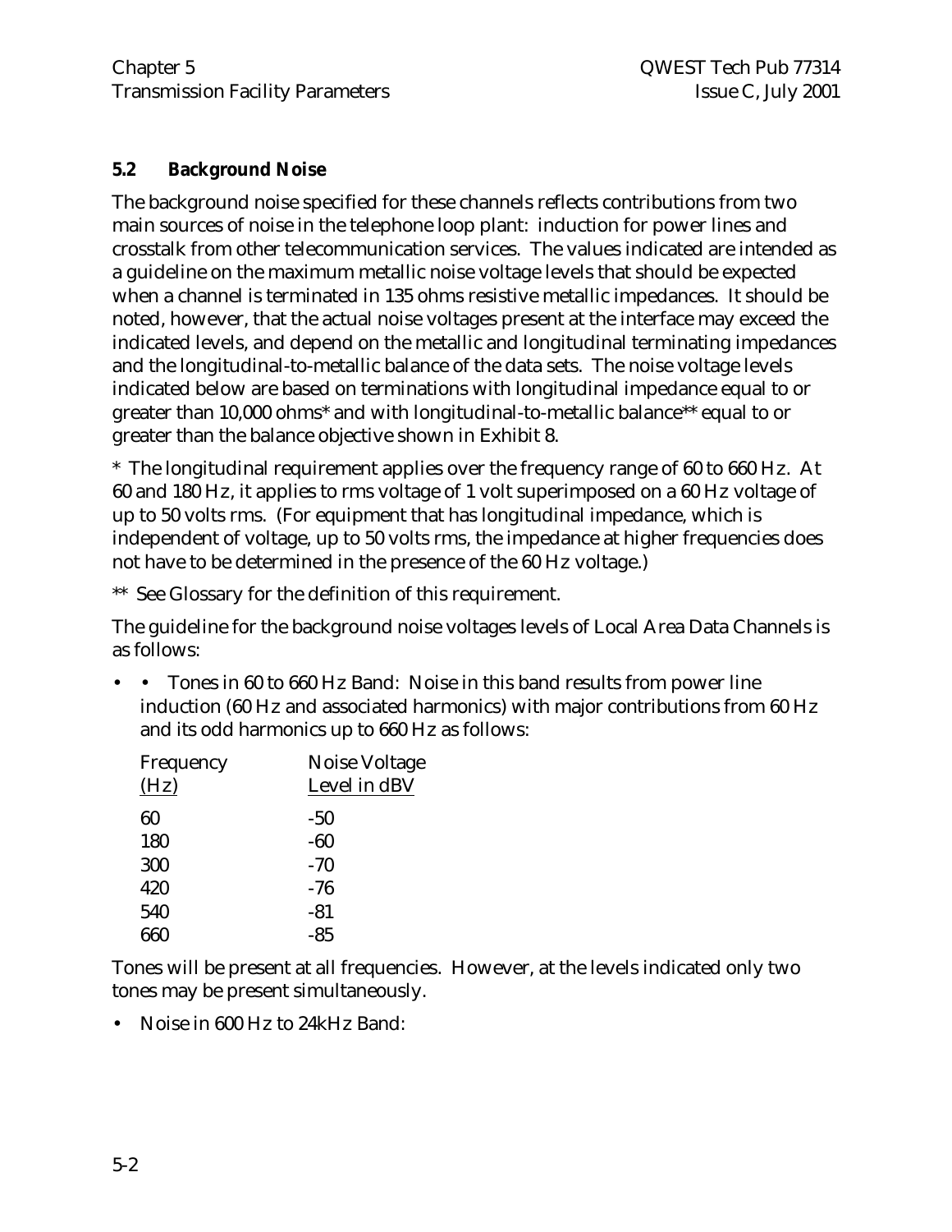## 5.2 Background Noise

The background noise specified for these channels reflects contributions from two main sources of noise in the telephone loop plant: induction for power lines and crosstalk from other telecommunication services. The values indicated are intended as a guideline on the maximum metallic noise voltage levels that should be expected when a channel is terminated in 135 ohms resistive metallic impedances. It should be noted, however, that the actual noise voltages present at the interface may exceed the indicated levels, and depend on the metallic and longitudinal terminating impedances and the longitudinal-to-metallic balance of the data sets. The noise voltage levels indicated below are based on terminations with longitudinal impedance equal to or greater than 10,000 ohms* and with longitudinal-to-metallic balance** equal to or greater than the balance objective shown in Exhibit 8.

* The longitudinal requirement applies over the frequency range of 60 to 660 Hz. At 60 and 180 Hz, it applies to rms voltage of 1 volt superimposed on a 60 Hz voltage of up to 50 volts rms. (For equipment that has longitudinal impedance, which is independent of voltage, up to 50 volts rms, the impedance at higher frequencies does not have to be determined in the presence of the 60 Hz voltage.)

** See Glossary for the definition of this requirement.

The guideline for the background noise voltages levels of Local Area Data Channels is as follows:

- • Tones in 60 to 660 Hz Band: Noise in this band results from power line induction (60 Hz and associated harmonics) with major contributions from 60 Hz and its odd harmonics up to 660 Hz as follows:

| Frequency (Hz) | Noise Voltage Level in dBV |
|---|---|
| 60 | -50 |
| 180 | -60 |
| 300 | -70 |
| 420 | -76 |
| 540 | -81 |
| 660 | -85 |

Tones will be present at all frequencies. However, at the levels indicated only two tones may be present simultaneously.

- Noise in 600 Hz to 24kHz Band: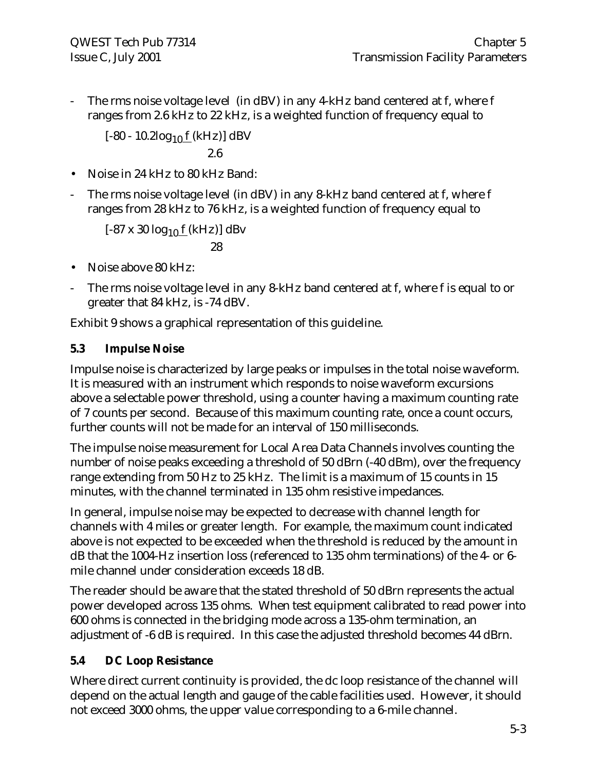- The rms noise voltage level (in dBV) in any 4-kHz band centered at f, where f ranges from 2.6 kHz to 22 kHz, is a weighted function of frequency equal to

$$[-80 - 10.2\log_{10}\frac{f}{2.6}\text{(kHz)}]\ \text{dBV}$$

- Noise in 24 kHz to 80 kHz Band:
- The rms noise voltage level (in dBV) in any 8-kHz band centered at f, where f ranges from 28 kHz to 76 kHz, is a weighted function of frequency equal to

$$[-87 \times 30\log_{10}\frac{f}{28}\text{(kHz)}]\ \text{dBv}$$

- Noise above 80 kHz:
- The rms noise voltage level in any 8-kHz band centered at f, where f is equal to or greater that 84 kHz, is -74 dBV.

Exhibit 9 shows a graphical representation of this guideline.

## 5.3 Impulse Noise

Impulse noise is characterized by large peaks or impulses in the total noise waveform. It is measured with an instrument which responds to noise waveform excursions above a selectable power threshold, using a counter having a maximum counting rate of 7 counts per second. Because of this maximum counting rate, once a count occurs, further counts will not be made for an interval of 150 milliseconds.

The impulse noise measurement for Local Area Data Channels involves counting the number of noise peaks exceeding a threshold of 50 dBrn (-40 dBm), over the frequency range extending from 50 Hz to 25 kHz. The limit is a maximum of 15 counts in 15 minutes, with the channel terminated in 135 ohm resistive impedances.

In general, impulse noise may be expected to decrease with channel length for channels with 4 miles or greater length. For example, the maximum count indicated above is not expected to be exceeded when the threshold is reduced by the amount in dB that the 1004-Hz insertion loss (referenced to 135 ohm terminations) of the 4- or 6-mile channel under consideration exceeds 18 dB.

The reader should be aware that the stated threshold of 50 dBrn represents the actual power developed across 135 ohms. When test equipment calibrated to read power into 600 ohms is connected in the bridging mode across a 135-ohm termination, an adjustment of -6 dB is required. In this case the adjusted threshold becomes 44 dBrn.

## 5.4 DC Loop Resistance

Where direct current continuity is provided, the dc loop resistance of the channel will depend on the actual length and gauge of the cable facilities used. However, it should not exceed 3000 ohms, the upper value corresponding to a 6-mile channel.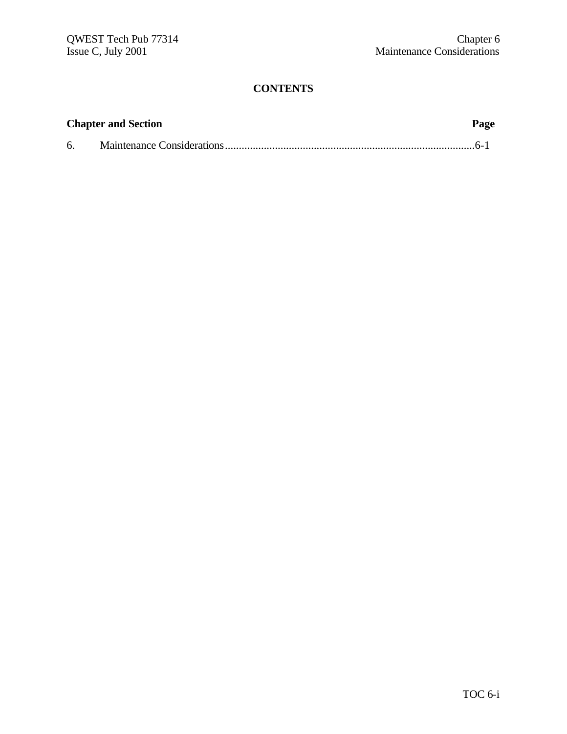# CONTENTS

| Chapter and Section | Page |
|---|---|
| 6. Maintenance Considerations | 6-1 |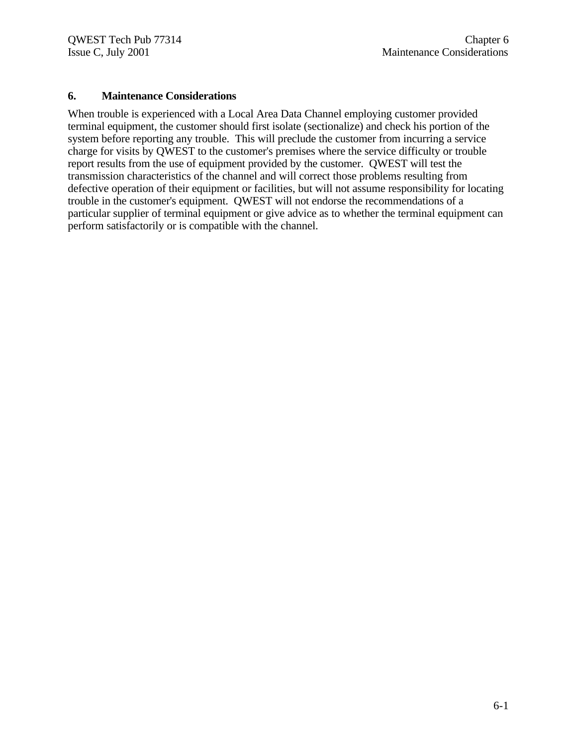## 6. Maintenance Considerations

When trouble is experienced with a Local Area Data Channel employing customer provided terminal equipment, the customer should first isolate (sectionalize) and check his portion of the system before reporting any trouble. This will preclude the customer from incurring a service charge for visits by QWEST to the customer's premises where the service difficulty or trouble report results from the use of equipment provided by the customer. QWEST will test the transmission characteristics of the channel and will correct those problems resulting from defective operation of their equipment or facilities, but will not assume responsibility for locating trouble in the customer's equipment. QWEST will not endorse the recommendations of a particular supplier of terminal equipment or give advice as to whether the terminal equipment can perform satisfactorily or is compatible with the channel.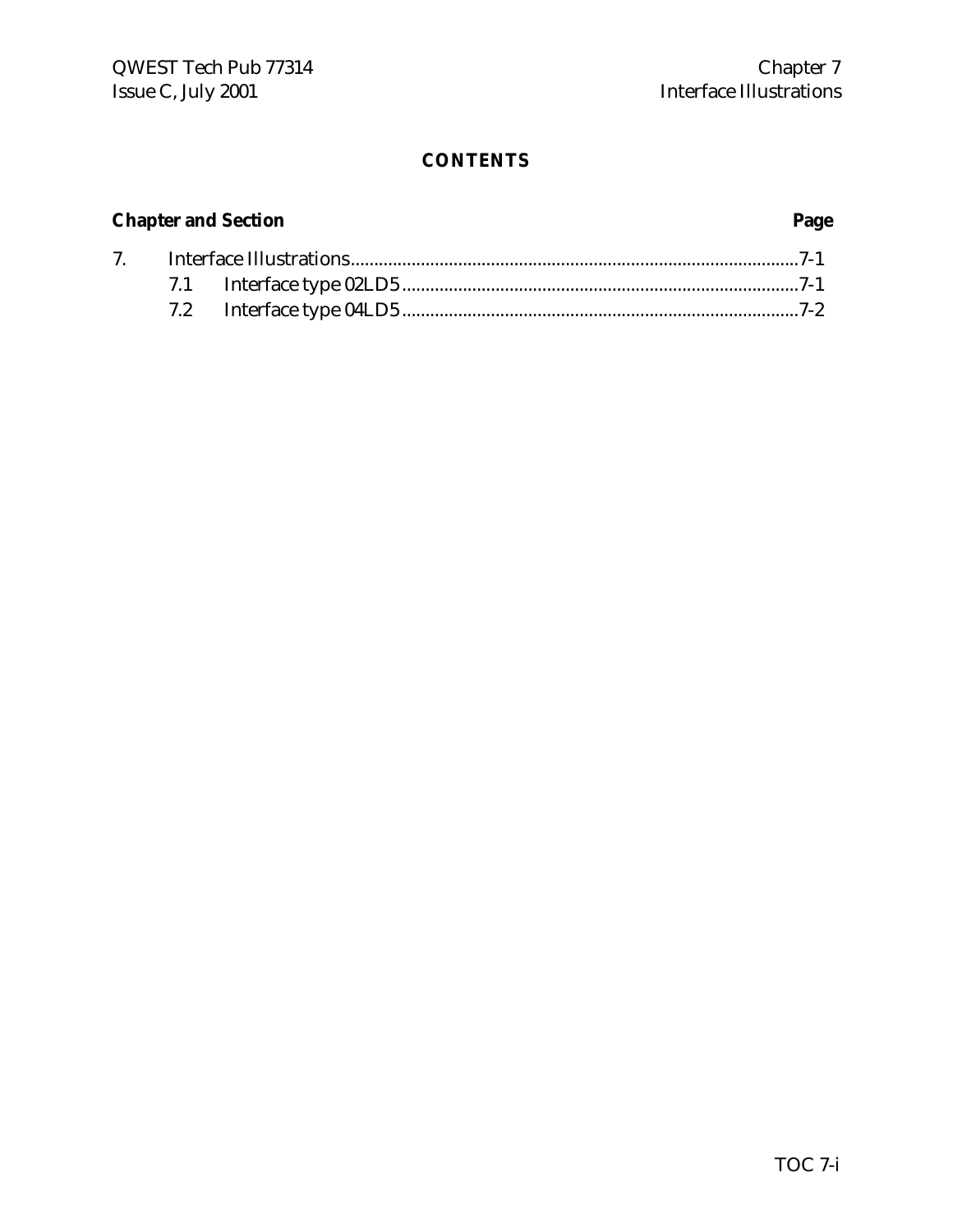# CONTENTS

| Chapter and Section | | Page |
| --- | --- | --- |
| 7. | Interface Illustrations | 7-1 |
| 7.1 | Interface type 02LD5 | 7-1 |
| 7.2 | Interface type 04LD5 | 7-2 |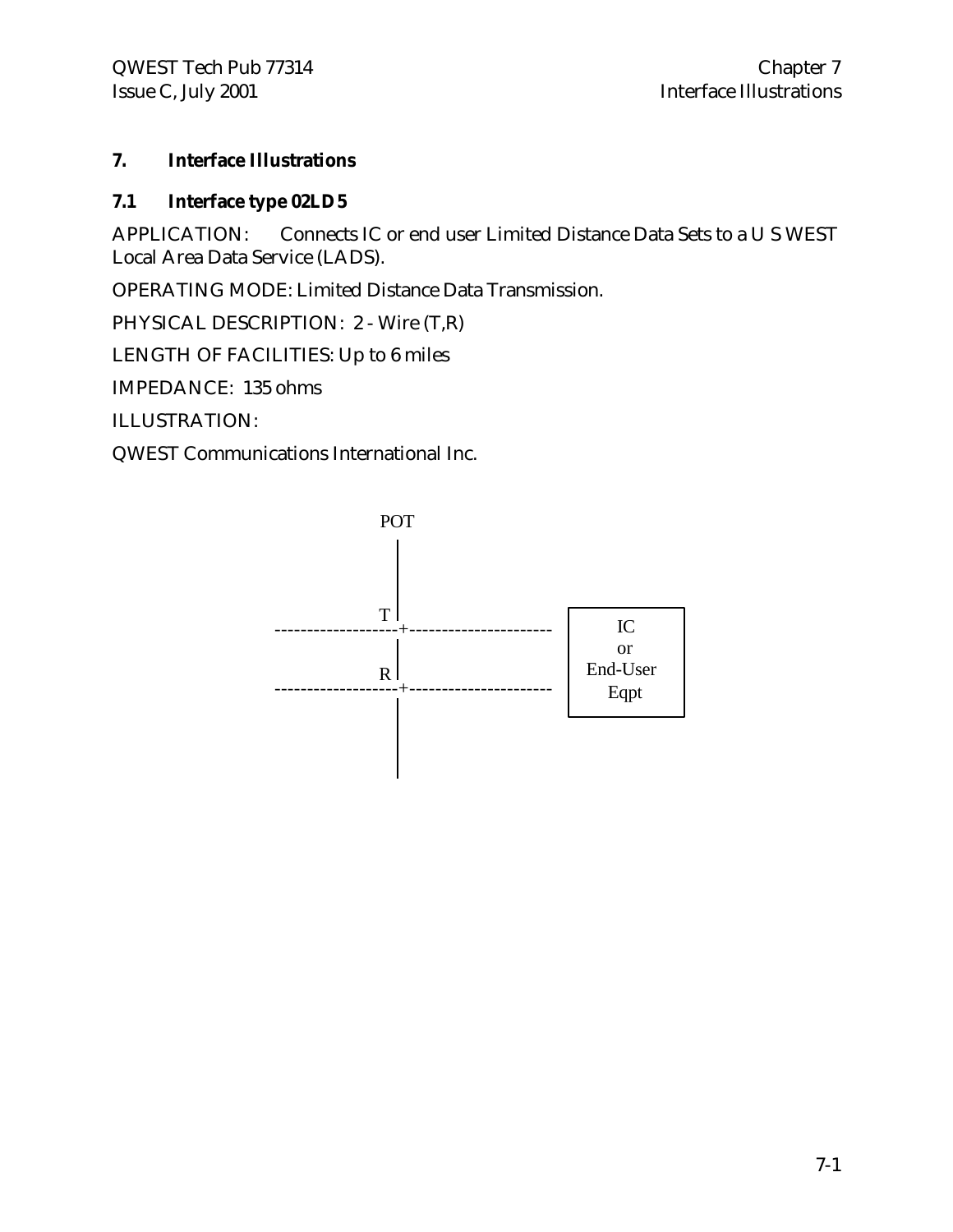# 7. Interface Illustrations

## 7.1 Interface type 02LD5

APPLICATION: Connects IC or end user Limited Distance Data Sets to a U S WEST Local Area Data Service (LADS).

OPERATING MODE: Limited Distance Data Transmission.

PHYSICAL DESCRIPTION: 2 - Wire (T,R)

LENGTH OF FACILITIES: Up to 6 miles

IMPEDANCE: 135 ohms

ILLUSTRATION:

QWEST Communications International Inc.

```
                    POT
                     |
                     |
                     |
                  T  |                        +------------+
-------------------+----------------------    |     IC     |
                     |                        |     or     |
                  R  |                        |  End-User  |
-------------------+----------------------    |    Eqpt    |
                     |                        +------------+
                     |
                     |
```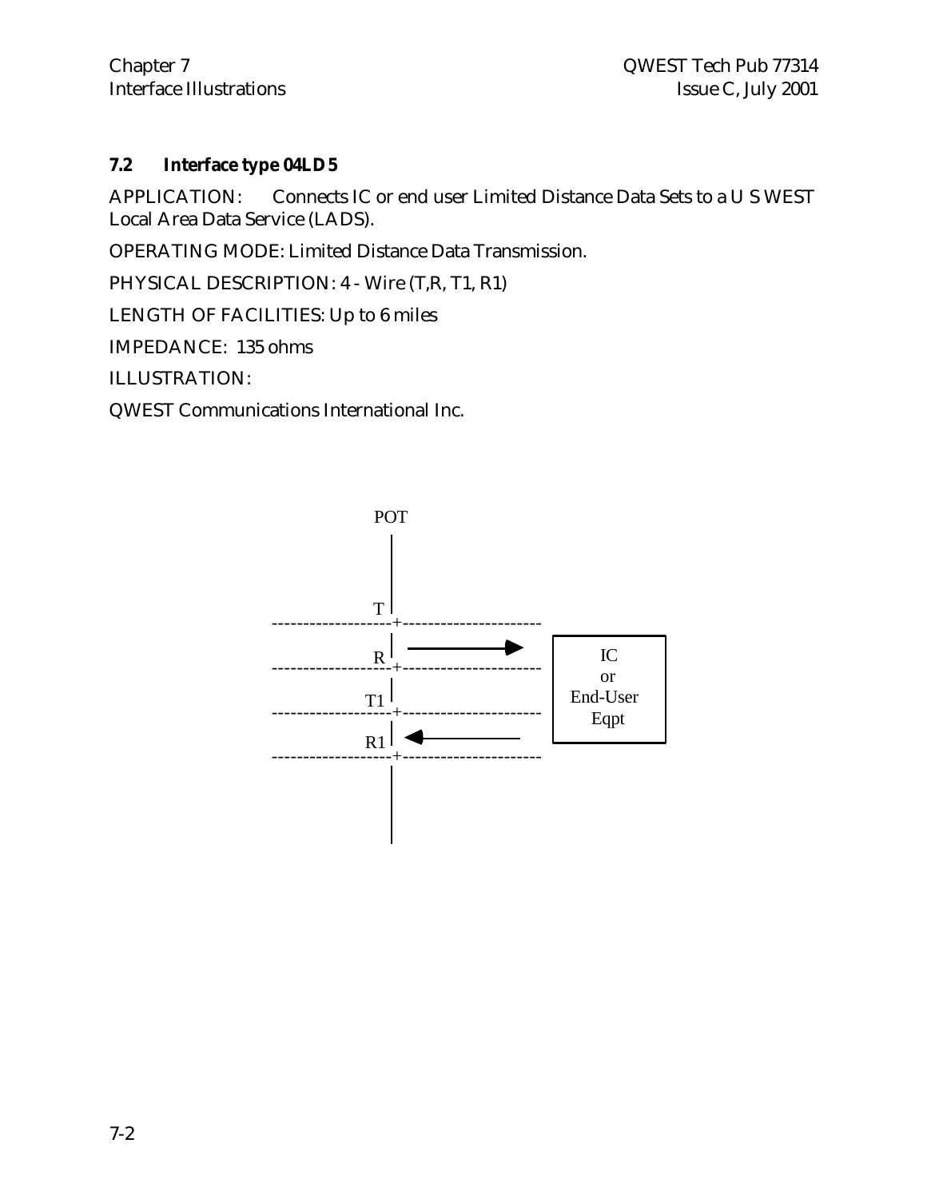## 7.2 Interface type 04LD5

APPLICATION: Connects IC or end user Limited Distance Data Sets to a U S WEST Local Area Data Service (LADS).

OPERATING MODE: Limited Distance Data Transmission.

PHYSICAL DESCRIPTION: 4 - Wire (T,R, T1, R1)

LENGTH OF FACILITIES: Up to 6 miles

IMPEDANCE: 135 ohms

ILLUSTRATION:

QWEST Communications International Inc.

```
                    POT
                     |
                     |
                   T |
-------------------+----------------------
                   | ------------>      +------------+
                 R |                    |     IC     |
-------------------+----------------------    or      |
                   |                    |  End-User  |
                T1 |                    |    Eqpt    |
-------------------+----------------------           |
                   | <-----------       +------------+
                R1 |
-------------------+----------------------
                   |
                   |
```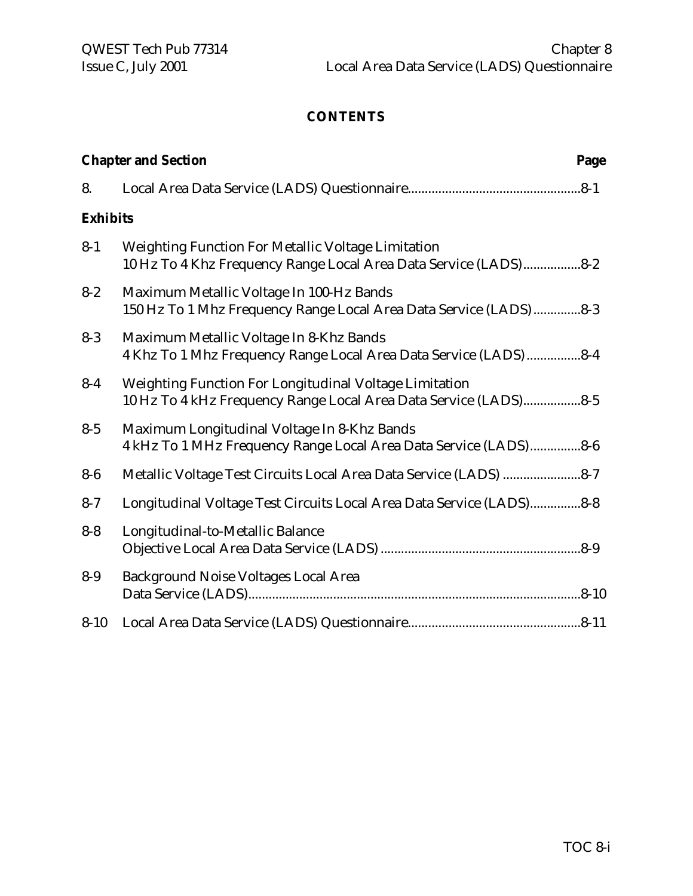# CONTENTS

| Chapter and Section | | Page |
|---|---|---|
| 8. | Local Area Data Service (LADS) Questionnaire | 8-1 |
| **Exhibits** | | |
| 8-1 | Weighting Function For Metallic Voltage Limitation 10 Hz To 4 Khz Frequency Range Local Area Data Service (LADS) | 8-2 |
| 8-2 | Maximum Metallic Voltage In 100-Hz Bands 150 Hz To 1 Mhz Frequency Range Local Area Data Service (LADS) | 8-3 |
| 8-3 | Maximum Metallic Voltage In 8-Khz Bands 4 Khz To 1 Mhz Frequency Range Local Area Data Service (LADS) | 8-4 |
| 8-4 | Weighting Function For Longitudinal Voltage Limitation 10 Hz To 4 kHz Frequency Range Local Area Data Service (LADS) | 8-5 |
| 8-5 | Maximum Longitudinal Voltage In 8-Khz Bands 4 kHz To 1 MHz Frequency Range Local Area Data Service (LADS) | 8-6 |
| 8-6 | Metallic Voltage Test Circuits Local Area Data Service (LADS) | 8-7 |
| 8-7 | Longitudinal Voltage Test Circuits Local Area Data Service (LADS) | 8-8 |
| 8-8 | Longitudinal-to-Metallic Balance Objective Local Area Data Service (LADS) | 8-9 |
| 8-9 | Background Noise Voltages Local Area Data Service (LADS) | 8-10 |
| 8-10 | Local Area Data Service (LADS) Questionnaire | 8-11 |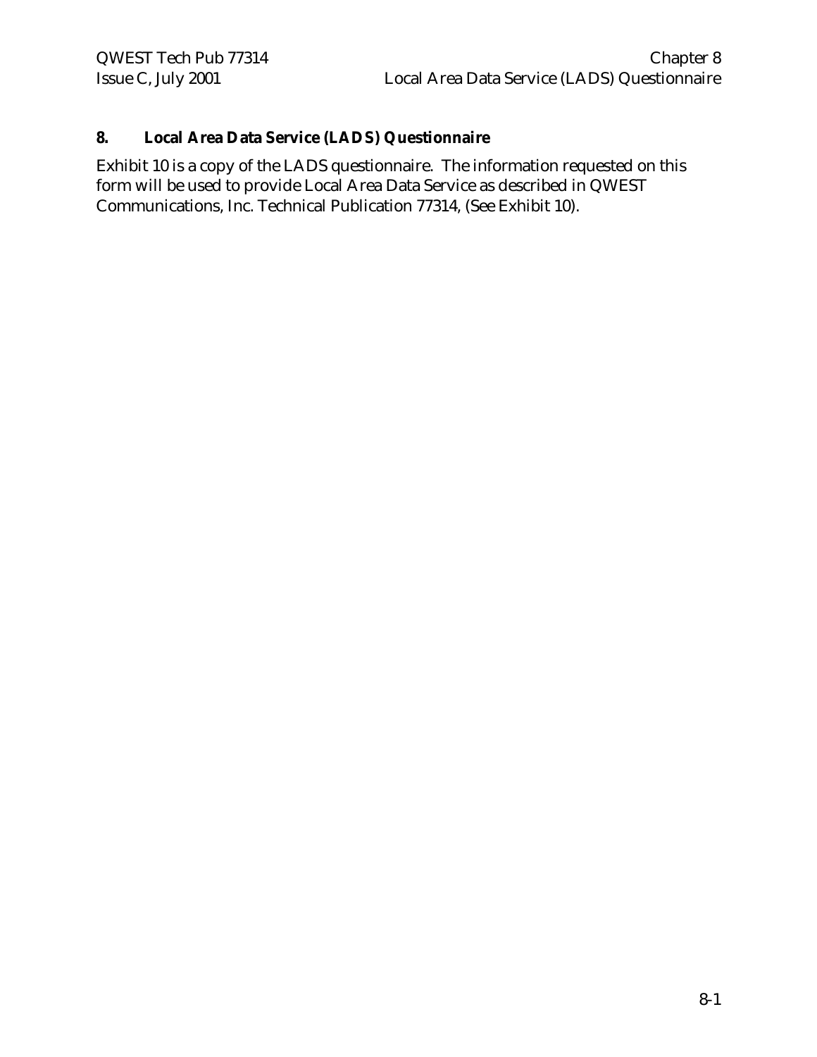## 8. Local Area Data Service (LADS) Questionnaire

Exhibit 10 is a copy of the LADS questionnaire. The information requested on this form will be used to provide Local Area Data Service as described in QWEST Communications, Inc. Technical Publication 77314, (See Exhibit 10).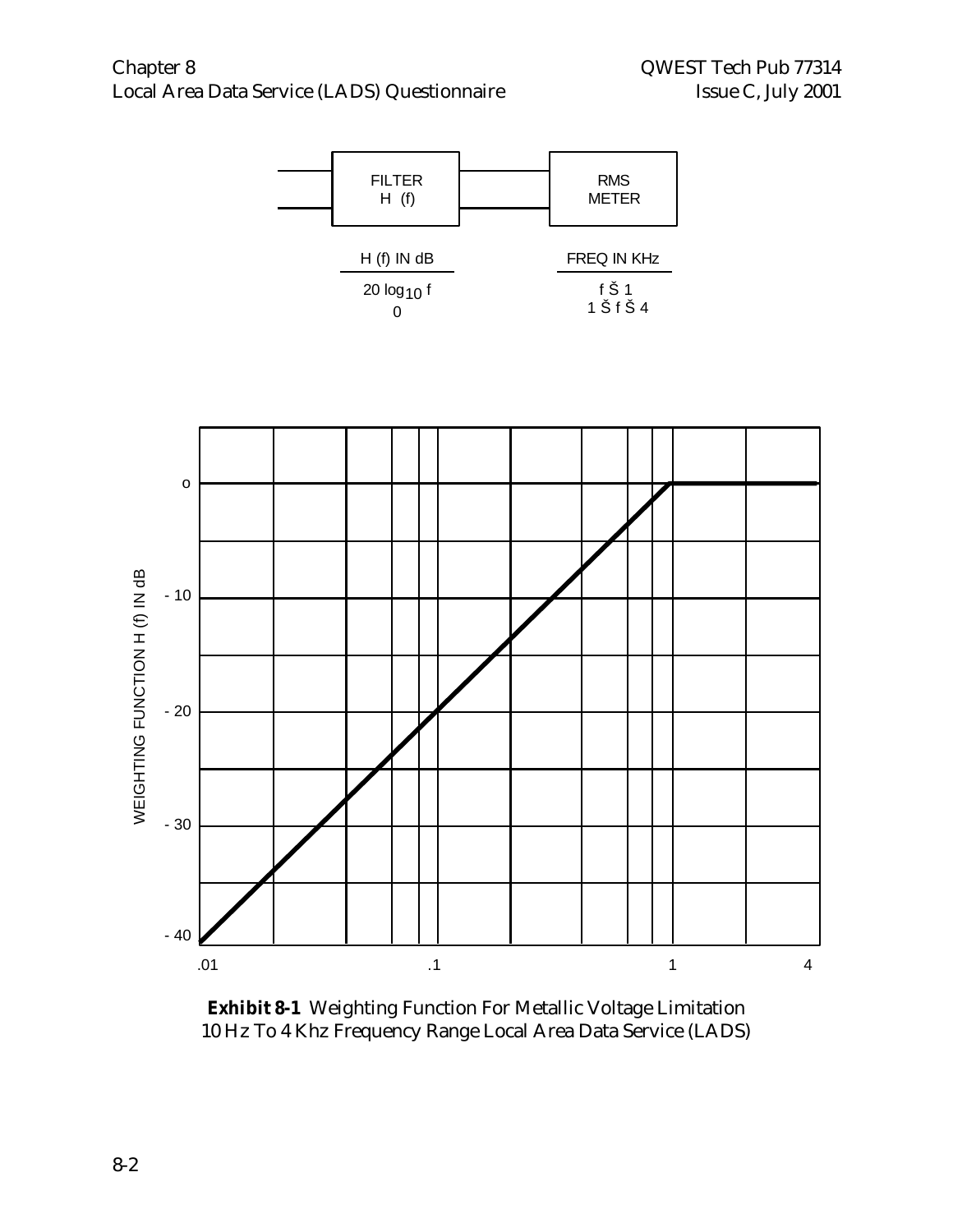FILTER H (f) → RMS METER

| H (f) IN dB | FREQ IN KHz |
| --- | --- |
| $20 \log_{10} f$ | f Š 1 |
| 0 | 1 Š f Š 4 |

WEIGHTING FUNCTION H (f) IN dB

**Exhibit 8-1** Weighting Function For Metallic Voltage Limitation 10 Hz To 4 Khz Frequency Range Local Area Data Service (LADS)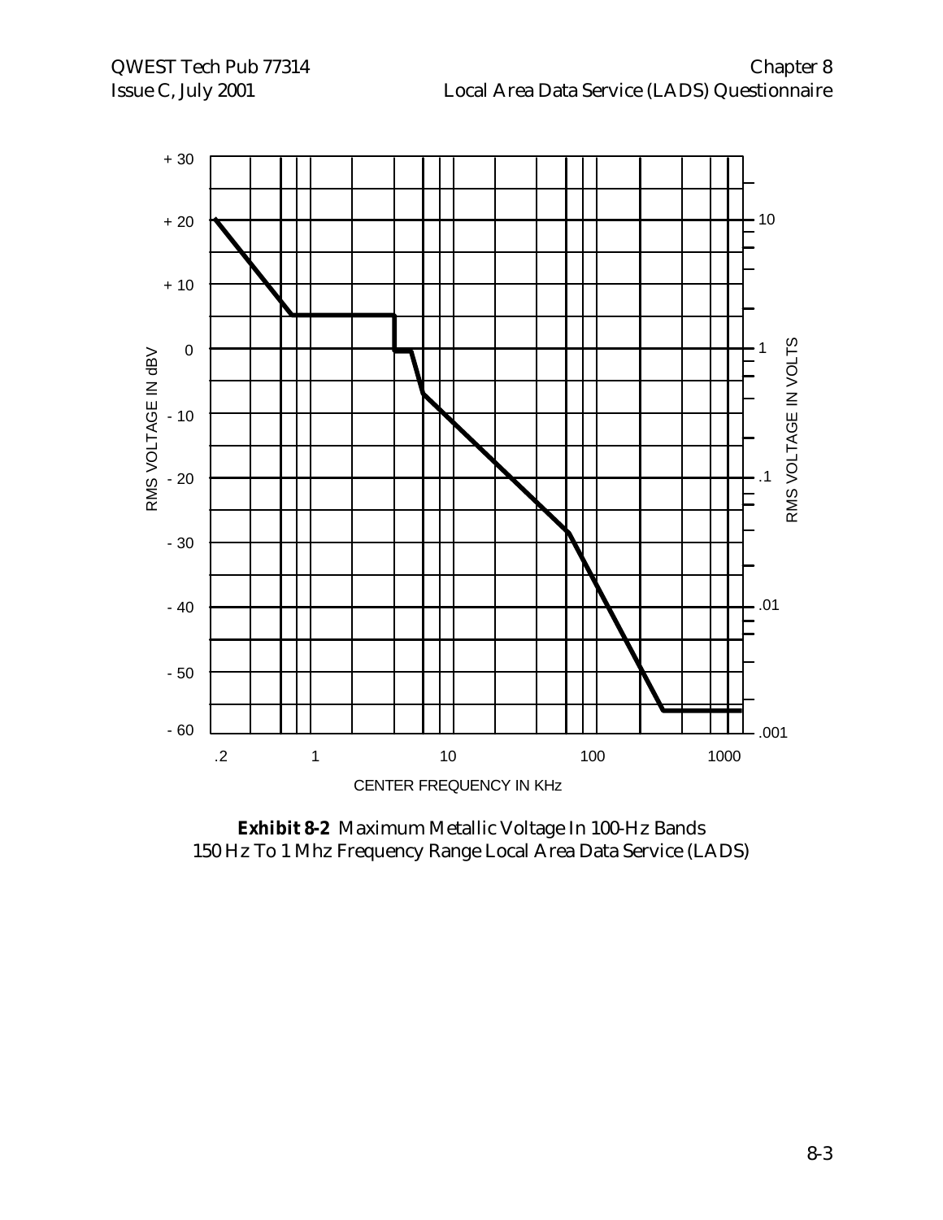**Exhibit 8-2** Maximum Metallic Voltage In 100-Hz Bands
150 Hz To 1 Mhz Frequency Range Local Area Data Service (LADS)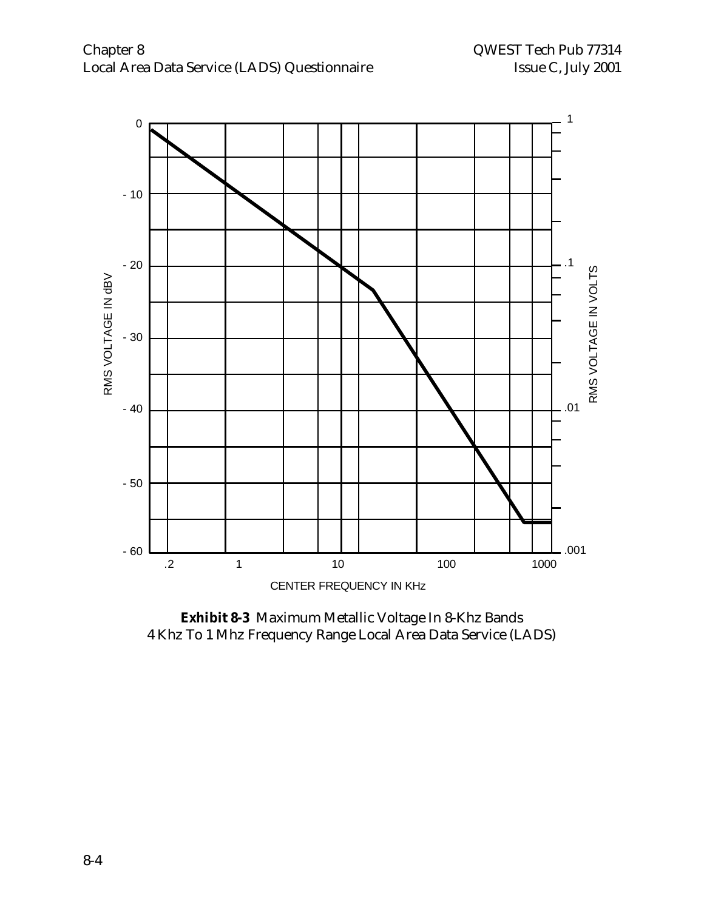**Exhibit 8-3** Maximum Metallic Voltage In 8-Khz Bands
4 Khz To 1 Mhz Frequency Range Local Area Data Service (LADS)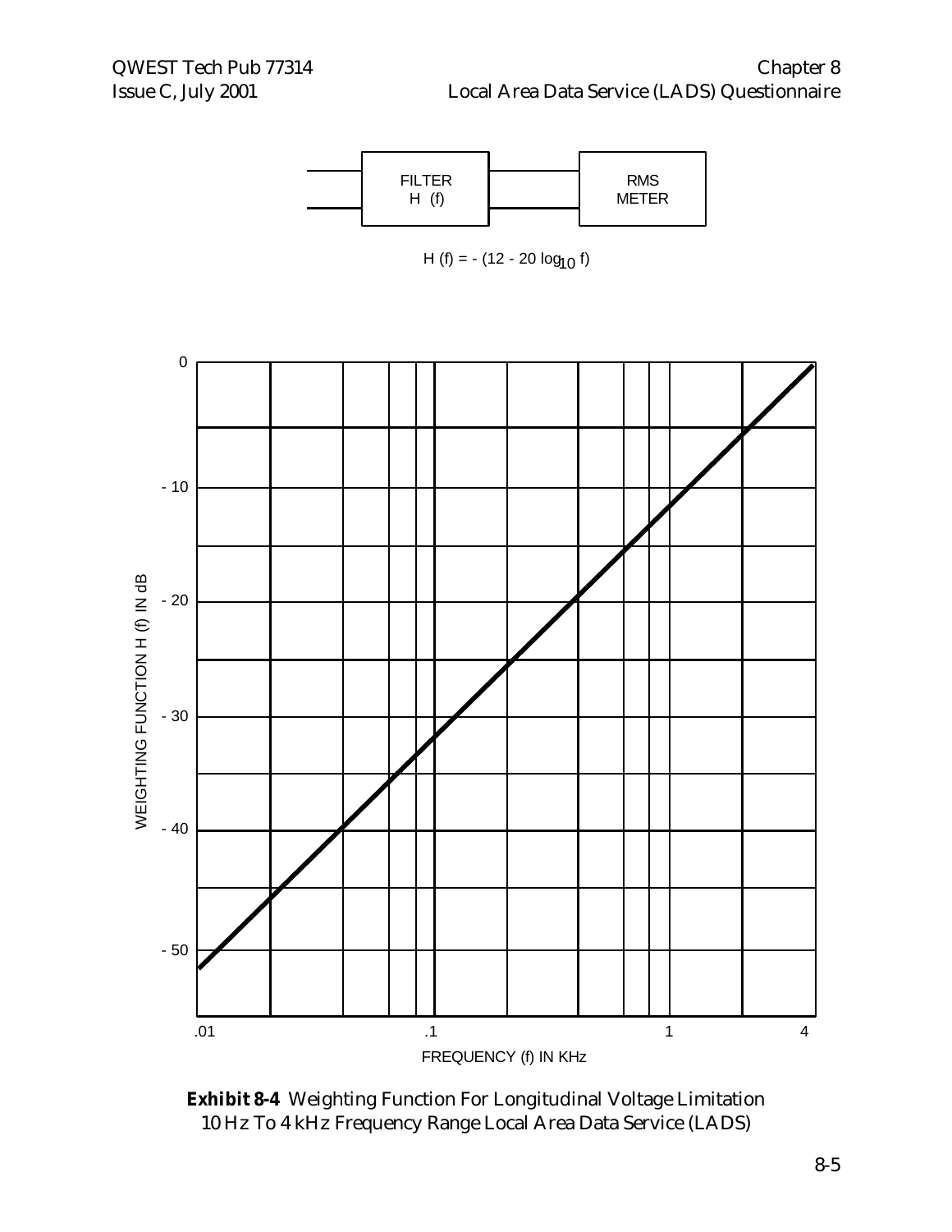FILTER
H (f)

RMS
METER

$$H(f) = -(12 - 20 \log_{10} f)$$

**Exhibit 8-4** Weighting Function For Longitudinal Voltage Limitation 10 Hz To 4 kHz Frequency Range Local Area Data Service (LADS)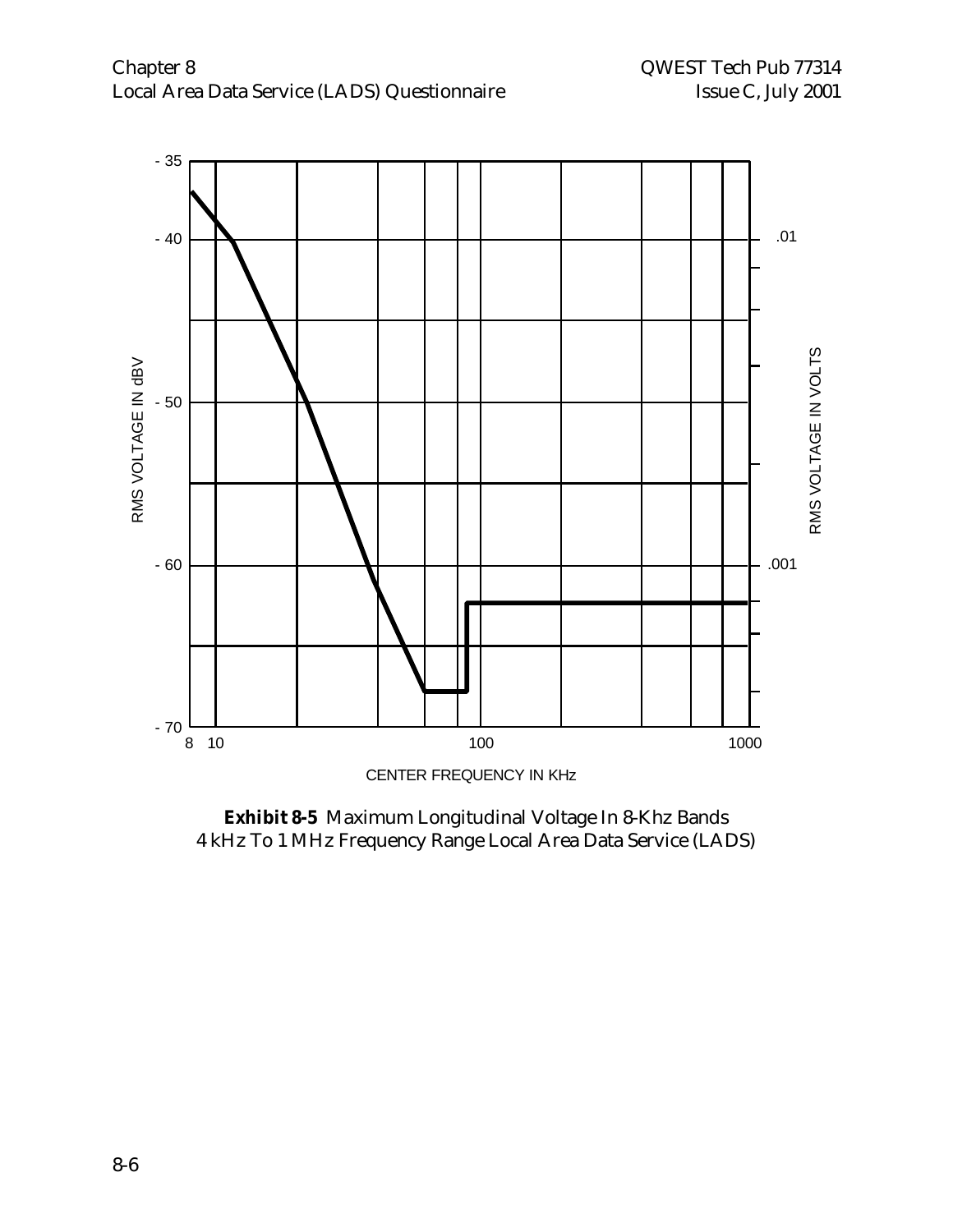- 35

- 40

- 50

- 60

- 70

8 10 100 1000

RMS VOLTAGE IN dBV

.01

.001

RMS VOLTAGE IN VOLTS

CENTER FREQUENCY IN KHz

**Exhibit 8-5** Maximum Longitudinal Voltage In 8-Khz Bands
4 kHz To 1 MHz Frequency Range Local Area Data Service (LADS)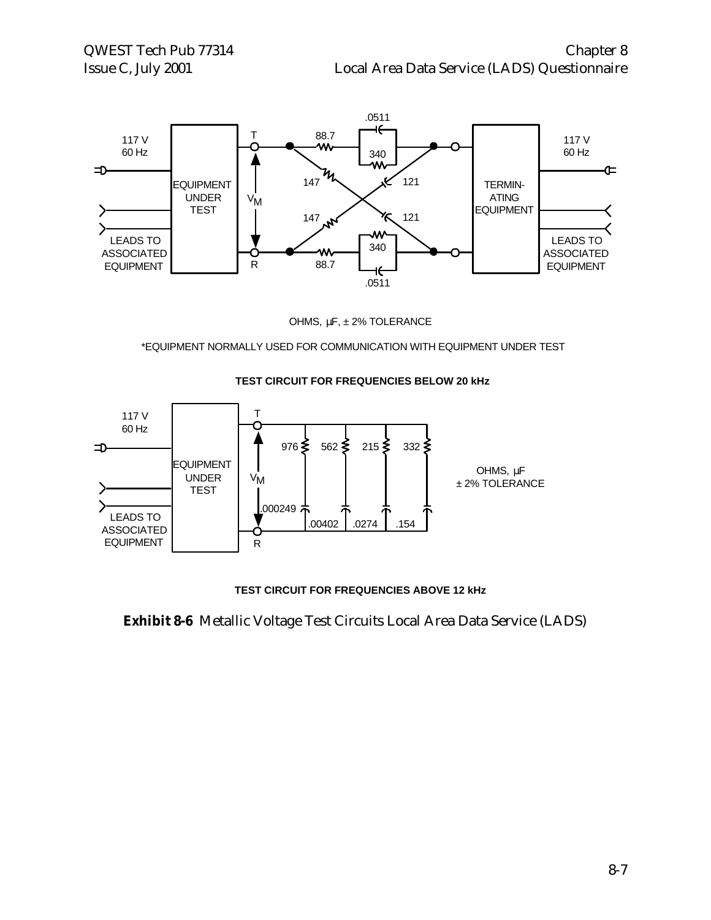117 V
60 Hz

EQUIPMENT UNDER TEST

LEADS TO ASSOCIATED EQUIPMENT

T

R

$V_M$

88.7

.0511

340

147

121

147

121

340

88.7

.0511

TERMINATING EQUIPMENT

117 V
60 Hz

LEADS TO ASSOCIATED EQUIPMENT

OHMS, µF, ± 2% TOLERANCE

*EQUIPMENT NORMALLY USED FOR COMMUNICATION WITH EQUIPMENT UNDER TEST

**TEST CIRCUIT FOR FREQUENCIES BELOW 20 kHz**

117 V
60 Hz

EQUIPMENT UNDER TEST

LEADS TO ASSOCIATED EQUIPMENT

T

R

$V_M$

976

562

215

332

.000249

.00402

.0274

.154

OHMS, µF
± 2% TOLERANCE

**TEST CIRCUIT FOR FREQUENCIES ABOVE 12 kHz**

**Exhibit 8-6** Metallic Voltage Test Circuits Local Area Data Service (LADS)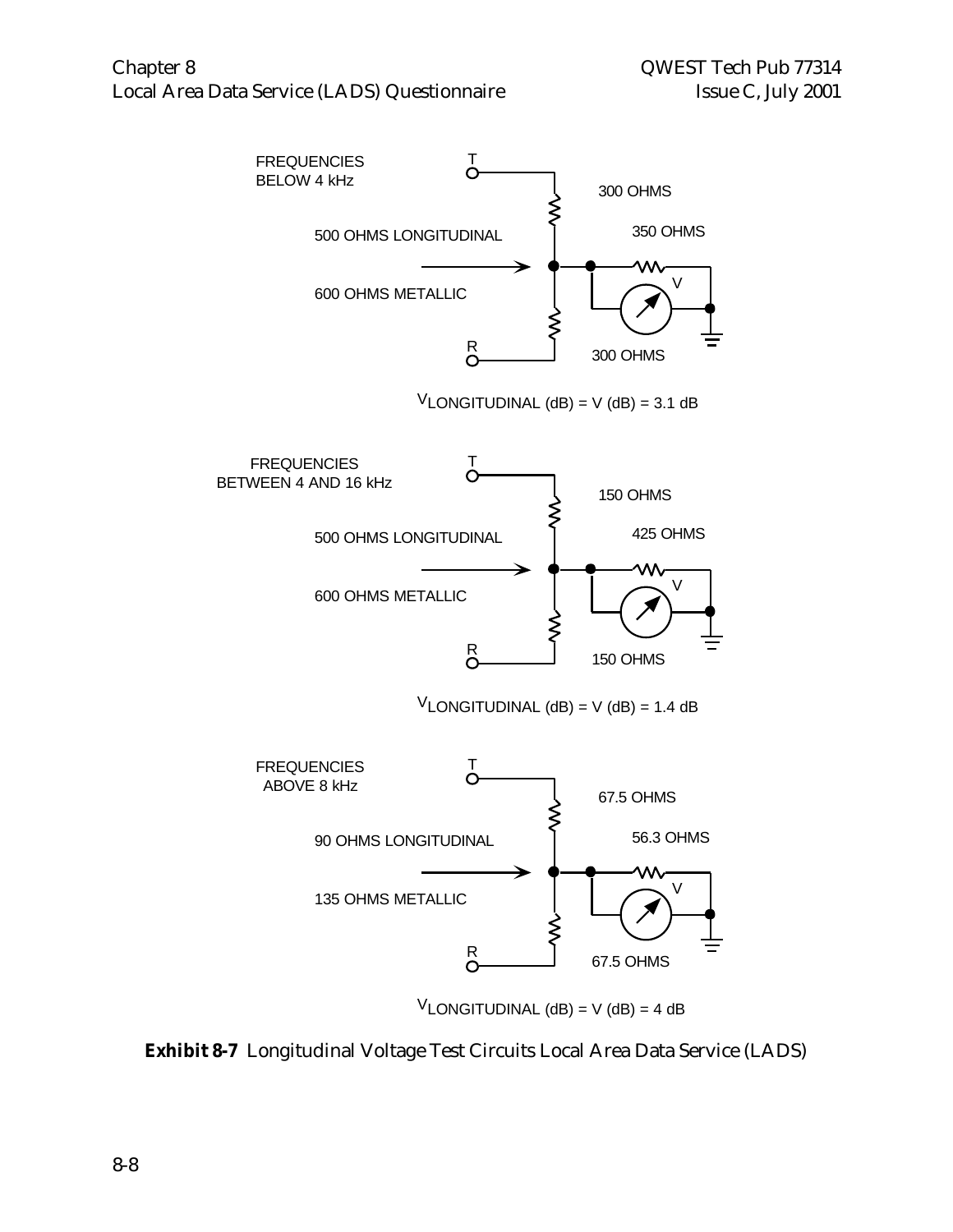FREQUENCIES BELOW 4 kHz

T

300 OHMS

500 OHMS LONGITUDINAL

350 OHMS

600 OHMS METALLIC

V

R

300 OHMS

$V_{LONGITUDINAL}$ (dB) = V (dB) = 3.1 dB

FREQUENCIES BETWEEN 4 AND 16 kHz

T

150 OHMS

500 OHMS LONGITUDINAL

425 OHMS

600 OHMS METALLIC

V

R

150 OHMS

$V_{LONGITUDINAL}$ (dB) = V (dB) = 1.4 dB

FREQUENCIES ABOVE 8 kHz

T

67.5 OHMS

90 OHMS LONGITUDINAL

56.3 OHMS

135 OHMS METALLIC

V

R

67.5 OHMS

$V_{LONGITUDINAL}$ (dB) = V (dB) = 4 dB

**Exhibit 8-7** Longitudinal Voltage Test Circuits Local Area Data Service (LADS)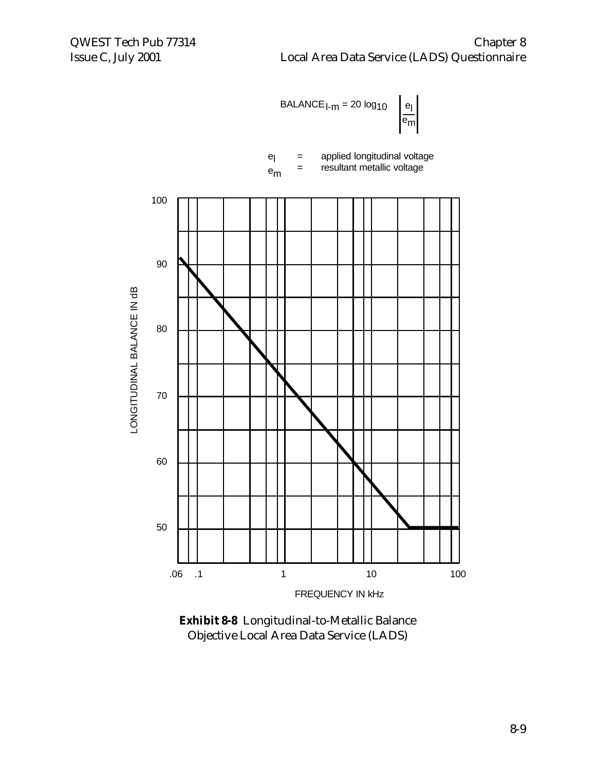$$\text{BALANCE}_{l\text{-}m} = 20 \log_{10} \left| \frac{e_l}{e_m} \right|$$

$e_l$ = applied longitudinal voltage

$e_m$ = resultant metallic voltage

LONGITUDINAL BALANCE IN dB

100

90

80

70

60

50

.06 .1 1 10 100

FREQUENCY IN kHz

**Exhibit 8-8** Longitudinal-to-Metallic Balance Objective Local Area Data Service (LADS)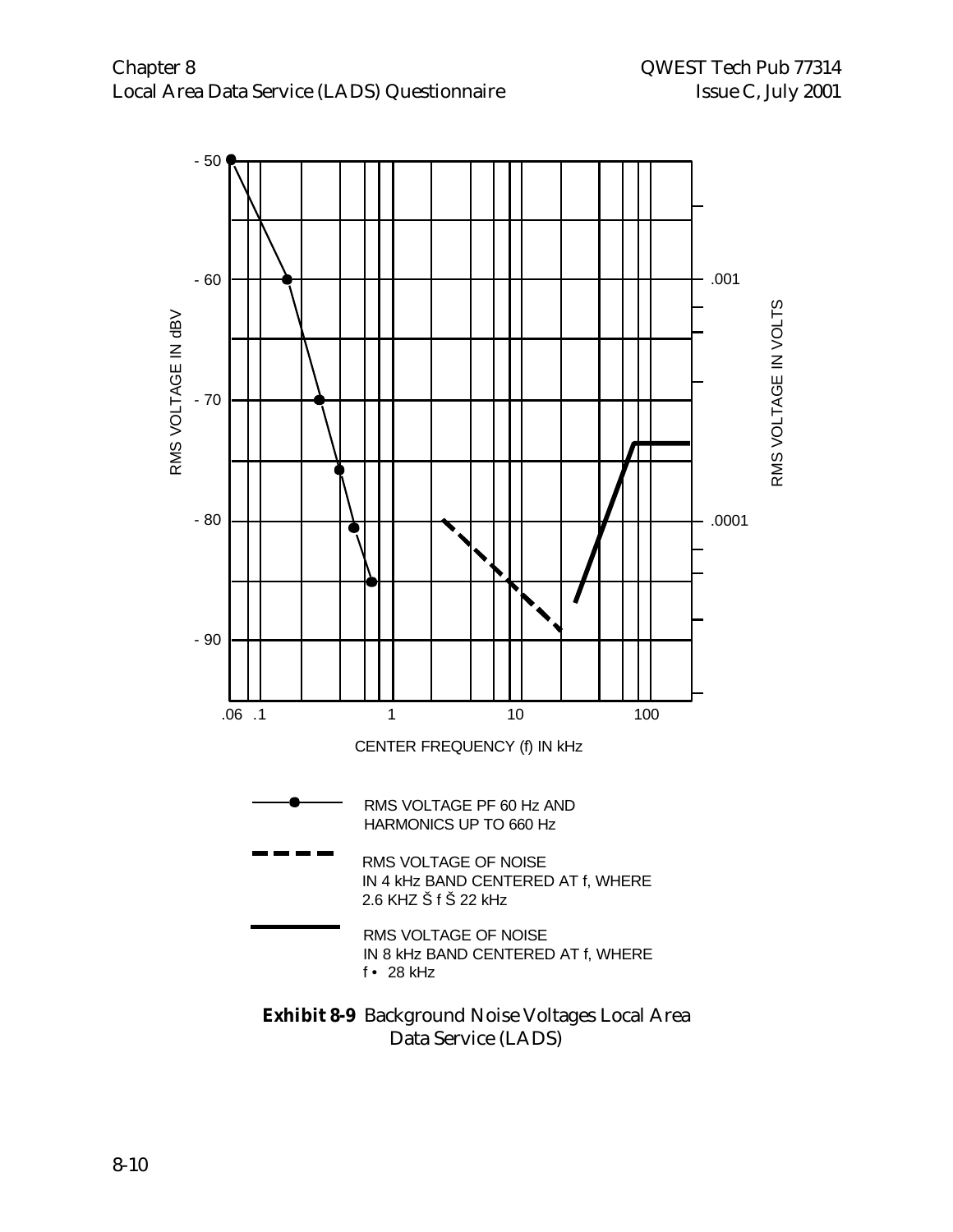- 50

- 60

- 70

- 80

- 90

RMS VOLTAGE IN dBV

.001

.0001

RMS VOLTAGE IN VOLTS

.06 .1 1 10 100

CENTER FREQUENCY (f) IN kHz

RMS VOLTAGE PF 60 Hz AND HARMONICS UP TO 660 Hz

RMS VOLTAGE OF NOISE IN 4 kHz BAND CENTERED AT f, WHERE 2.6 KHZ Š f Š 22 kHz

RMS VOLTAGE OF NOISE IN 8 kHz BAND CENTERED AT f, WHERE f • 28 kHz

**Exhibit 8-9** Background Noise Voltages Local Area Data Service (LADS)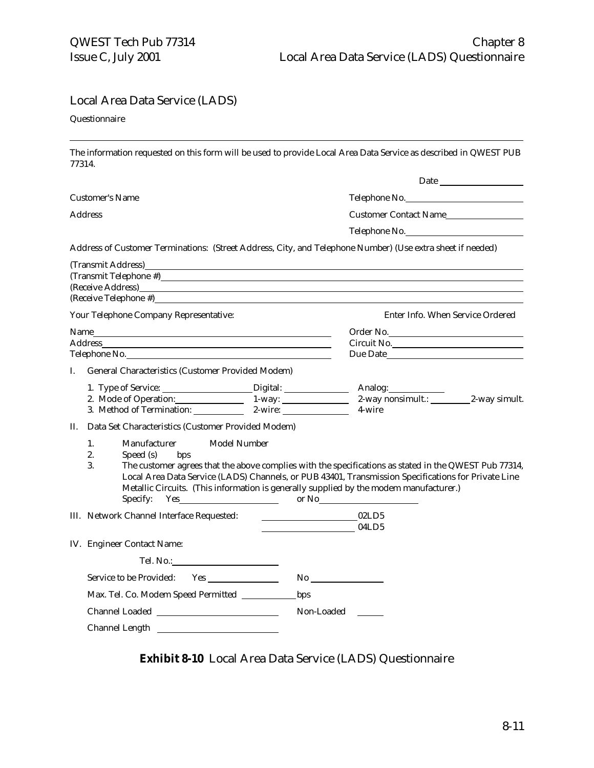## Local Area Data Service (LADS)

Questionnaire

---

The information requested on this form will be used to provide Local Area Data Service as described in QWEST PUB 77314.

Date \_\_\_\_\_\_\_\_\_\_\_\_\_\_\_\_\_\_

Customer's Name

Telephone No.\_\_\_\_\_\_\_\_\_\_\_\_\_\_\_\_\_\_\_\_\_\_\_\_

Address

Customer Contact Name\_\_\_\_\_\_\_\_\_\_\_\_\_\_\_\_

Telephone No.\_\_\_\_\_\_\_\_\_\_\_\_\_\_\_\_\_\_\_\_\_\_\_\_

Address of Customer Terminations: (Street Address, City, and Telephone Number) (Use extra sheet if needed)

(Transmit Address)\_\_\_\_\_\_\_\_\_\_\_\_\_\_\_\_\_\_\_\_\_\_\_\_\_\_\_\_\_\_\_\_\_\_\_\_\_\_\_\_\_\_\_\_\_\_\_\_\_\_\_\_\_\_\_\_\_\_\_\_\_\_\_\_
(Transmit Telephone #)\_\_\_\_\_\_\_\_\_\_\_\_\_\_\_\_\_\_\_\_\_\_\_\_\_\_\_\_\_\_\_\_\_\_\_\_\_\_\_\_\_\_\_\_\_\_\_\_\_\_\_\_\_\_\_\_\_\_\_\_\_
(Receive Address)\_\_\_\_\_\_\_\_\_\_\_\_\_\_\_\_\_\_\_\_\_\_\_\_\_\_\_\_\_\_\_\_\_\_\_\_\_\_\_\_\_\_\_\_\_\_\_\_\_\_\_\_\_\_\_\_\_\_\_\_\_\_\_\_\_
(Receive Telephone #)\_\_\_\_\_\_\_\_\_\_\_\_\_\_\_\_\_\_\_\_\_\_\_\_\_\_\_\_\_\_\_\_\_\_\_\_\_\_\_\_\_\_\_\_\_\_\_\_\_\_\_\_\_\_\_\_\_\_\_\_\_\_

Your Telephone Company Representative:

Enter Info. When Service Ordered

Name\_\_\_\_\_\_\_\_\_\_\_\_\_\_\_\_\_\_\_\_\_\_\_\_\_\_\_\_\_\_\_\_\_\_\_\_\_\_\_\_\_\_\_\_ Order No.\_\_\_\_\_\_\_\_\_\_\_\_\_\_\_\_\_\_\_\_\_\_\_\_\_\_\_\_
Address\_\_\_\_\_\_\_\_\_\_\_\_\_\_\_\_\_\_\_\_\_\_\_\_\_\_\_\_\_\_\_\_\_\_\_\_\_\_\_\_\_\_ Circuit No.\_\_\_\_\_\_\_\_\_\_\_\_\_\_\_\_\_\_\_\_\_\_\_\_\_\_\_
Telephone No.\_\_\_\_\_\_\_\_\_\_\_\_\_\_\_\_\_\_\_\_\_\_\_\_\_\_\_\_\_\_\_\_\_\_\_\_ Due Date\_\_\_\_\_\_\_\_\_\_\_\_\_\_\_\_\_\_\_\_\_\_\_\_\_\_\_\_\_

I. General Characteristics (Customer Provided Modem)

1. Type of Service: \_\_\_\_\_\_\_\_\_\_\_\_\_\_\_\_\_\_Digital: \_\_\_\_\_\_\_\_\_\_\_\_\_\_ Analog:\_\_\_\_\_\_\_\_\_\_\_\_
2. Mode of Operation:\_\_\_\_\_\_\_\_\_\_\_\_\_\_ 1-way: \_\_\_\_\_\_\_\_\_\_\_\_\_\_ 2-way nonsimult.: \_\_\_\_\_\_\_\_\_2-way simult.
3. Method of Termination: \_\_\_\_\_\_\_\_\_\_ 2-wire: \_\_\_\_\_\_\_\_\_\_\_\_\_\_ 4-wire

II. Data Set Characteristics (Customer Provided Modem)

1. Manufacturer Model Number
2. Speed (s) bps
3. The customer agrees that the above complies with the specifications as stated in the QWEST Pub 77314, Local Area Data Service (LADS) Channels, or PUB 43401, Transmission Specifications for Private Line Metallic Circuits. (This information is generally supplied by the modem manufacturer.)
   Specify: Yes\_\_\_\_\_\_\_\_\_\_\_\_\_\_\_\_\_\_\_\_\_\_ or No\_\_\_\_\_\_\_\_\_\_\_\_\_\_\_\_\_\_\_\_\_\_

III. Network Channel Interface Requested: \_\_\_\_\_\_\_\_\_\_\_\_\_\_\_\_\_\_\_\_\_02LD5
\_\_\_\_\_\_\_\_\_\_\_\_\_\_\_\_\_\_\_\_\_04LD5

IV. Engineer Contact Name:

Tel. No.:\_\_\_\_\_\_\_\_\_\_\_\_\_\_\_\_\_\_\_\_\_\_\_\_

Service to be Provided: Yes \_\_\_\_\_\_\_\_\_\_\_\_\_\_\_\_ No \_\_\_\_\_\_\_\_\_\_\_\_\_\_\_\_

Max. Tel. Co. Modem Speed Permitted \_\_\_\_\_\_\_\_\_\_\_\_bps

Channel Loaded \_\_\_\_\_\_\_\_\_\_\_\_\_\_\_\_\_\_\_\_\_\_\_\_\_ Non-Loaded \_\_\_\_\_\_

Channel Length \_\_\_\_\_\_\_\_\_\_\_\_\_\_\_\_\_\_\_\_\_\_\_\_\_

**Exhibit 8-10** Local Area Data Service (LADS) Questionnaire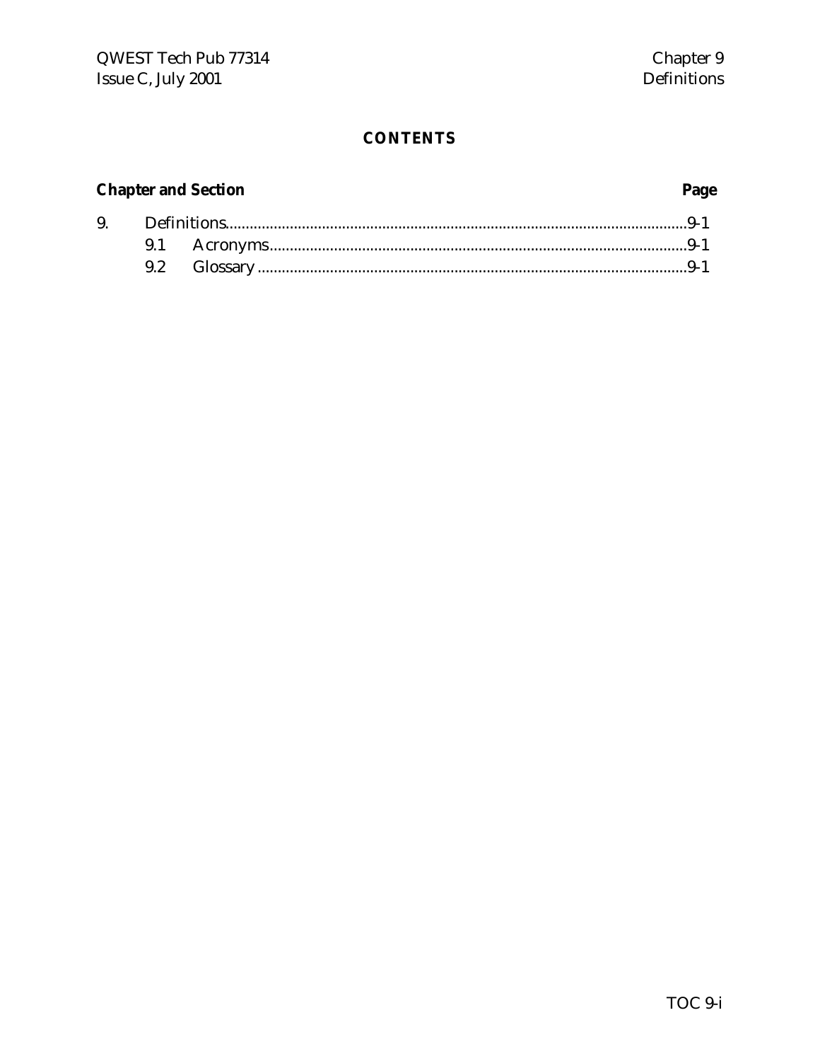# CONTENTS

| Chapter and Section | | Page |
|---|---|---|
| 9. | Definitions | 9-1 |
| 9.1 | Acronyms | 9-1 |
| 9.2 | Glossary | 9-1 |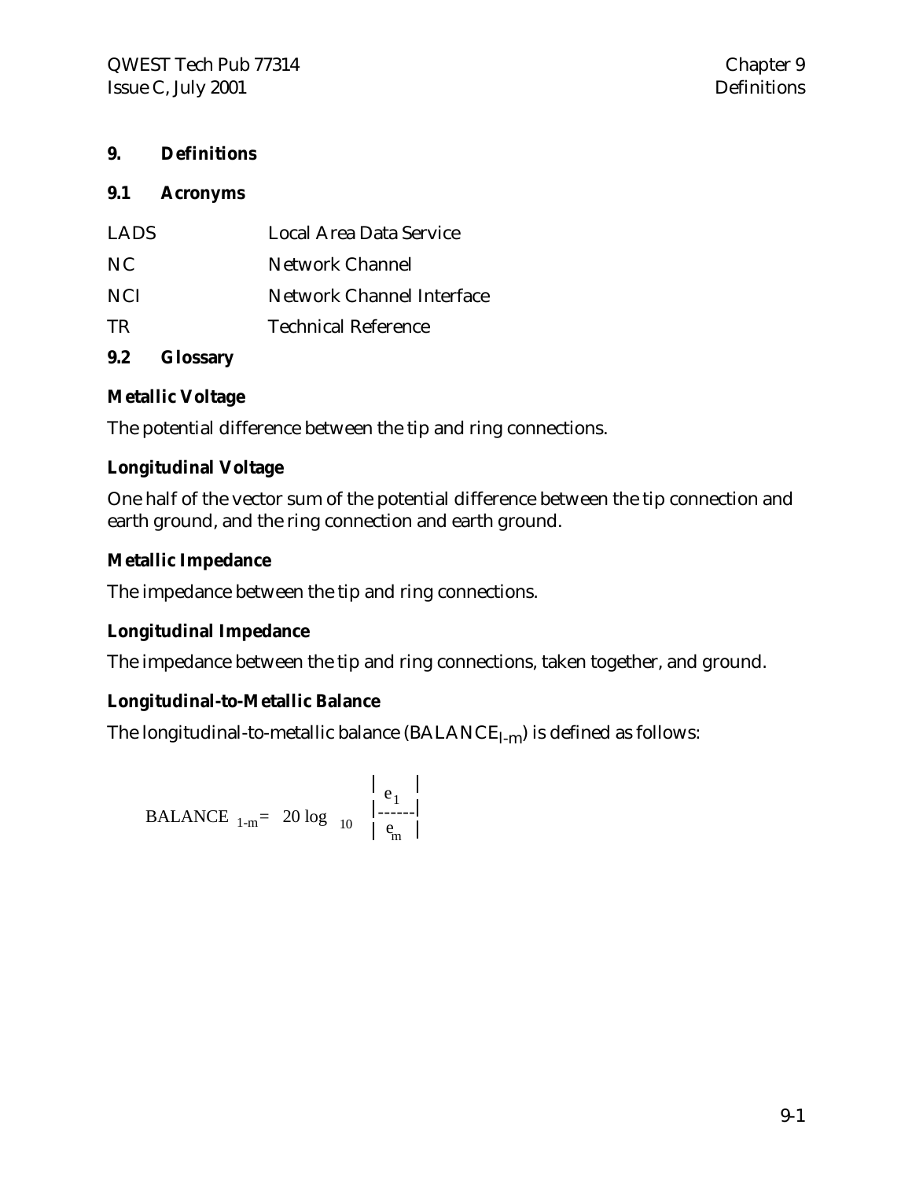# 9. Definitions

## 9.1 Acronyms

| | |
|---|---|
| LADS | Local Area Data Service |
| NC | Network Channel |
| NCI | Network Channel Interface |
| TR | Technical Reference |

## 9.2 Glossary

**Metallic Voltage**

The potential difference between the tip and ring connections.

**Longitudinal Voltage**

One half of the vector sum of the potential difference between the tip connection and earth ground, and the ring connection and earth ground.

**Metallic Impedance**

The impedance between the tip and ring connections.

**Longitudinal Impedance**

The impedance between the tip and ring connections, taken together, and ground.

**Longitudinal-to-Metallic Balance**

The longitudinal-to-metallic balance ($BALANCE_{l-m}$) is defined as follows:

$$BALANCE_{1-m} = 20 \log_{10} \left| \frac{e_1}{e_m} \right|$$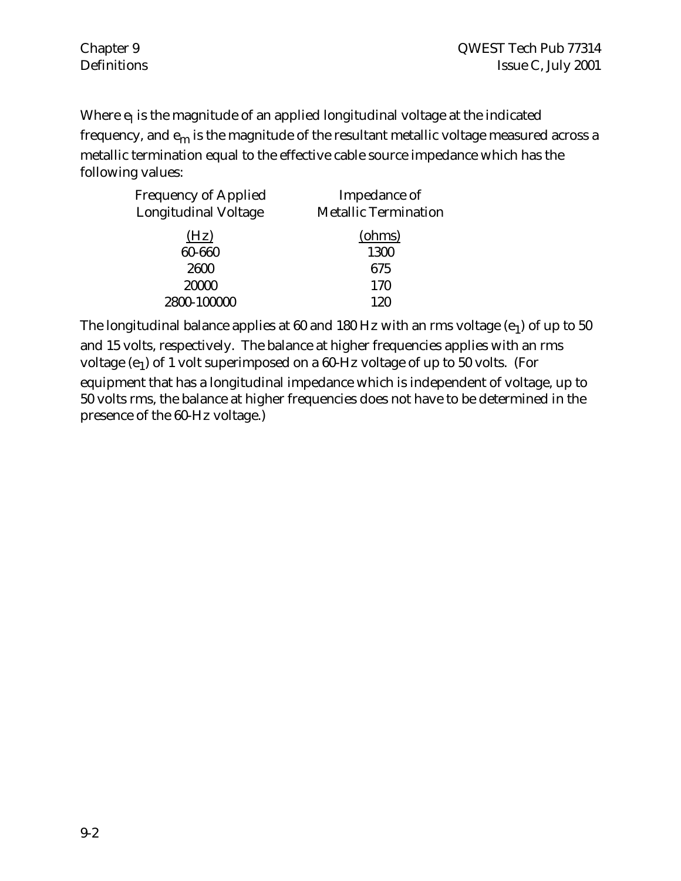Where $e_l$ is the magnitude of an applied longitudinal voltage at the indicated frequency, and $e_m$ is the magnitude of the resultant metallic voltage measured across a metallic termination equal to the effective cable source impedance which has the following values:

| Frequency of Applied Longitudinal Voltage (Hz) | Impedance of Metallic Termination (ohms) |
|---|---|
| 60-660 | 1300 |
| 2600 | 675 |
| 20000 | 170 |
| 2800-100000 | 120 |

The longitudinal balance applies at 60 and 180 Hz with an rms voltage ($e_1$) of up to 50 and 15 volts, respectively. The balance at higher frequencies applies with an rms voltage ($e_1$) of 1 volt superimposed on a 60-Hz voltage of up to 50 volts. (For equipment that has a longitudinal impedance which is independent of voltage, up to 50 volts rms, the balance at higher frequencies does not have to be determined in the presence of the 60-Hz voltage.)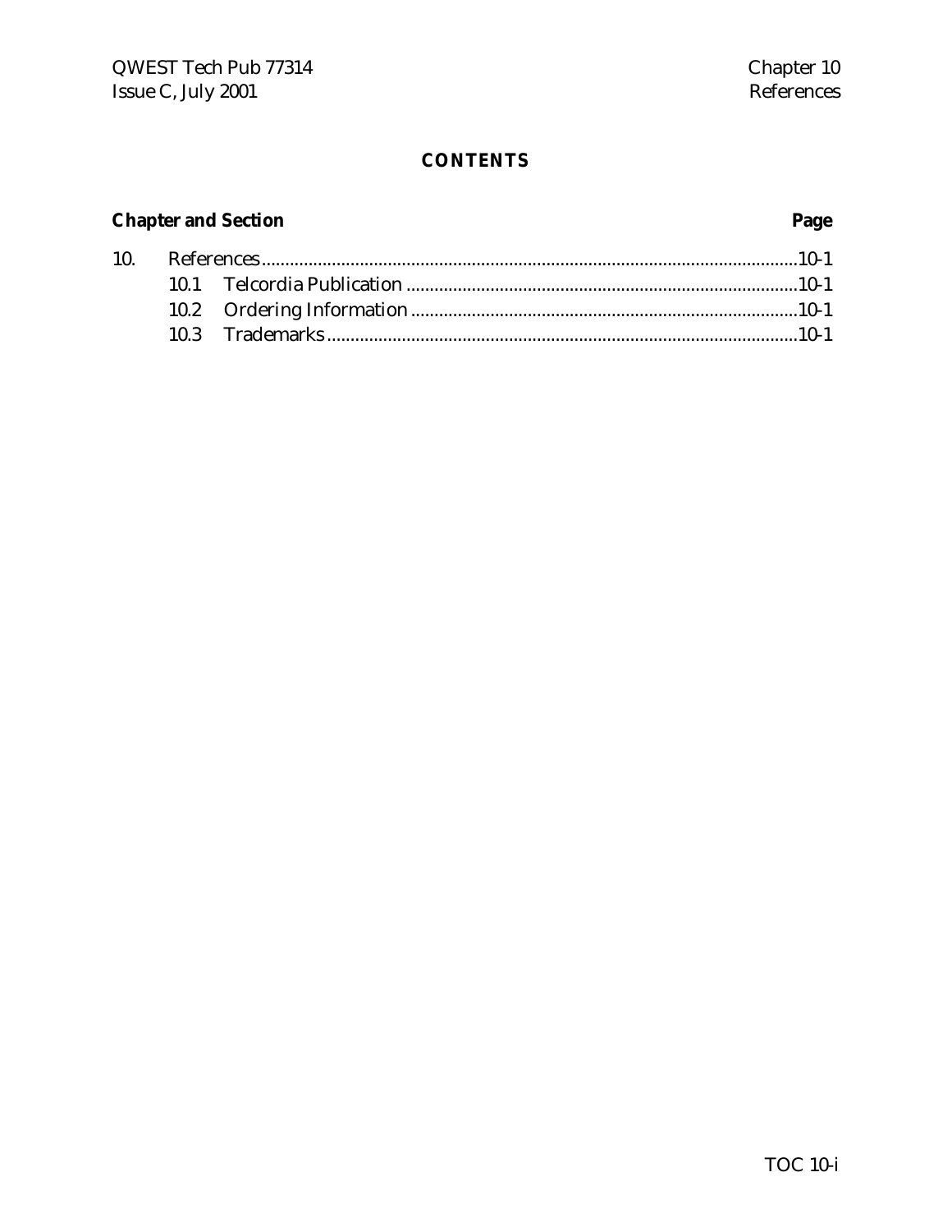# CONTENTS

| Chapter and Section | | Page |
|---|---|---|
| 10. | References | 10-1 |
| | 10.1 Telcordia Publication | 10-1 |
| | 10.2 Ordering Information | 10-1 |
| | 10.3 Trademarks | 10-1 |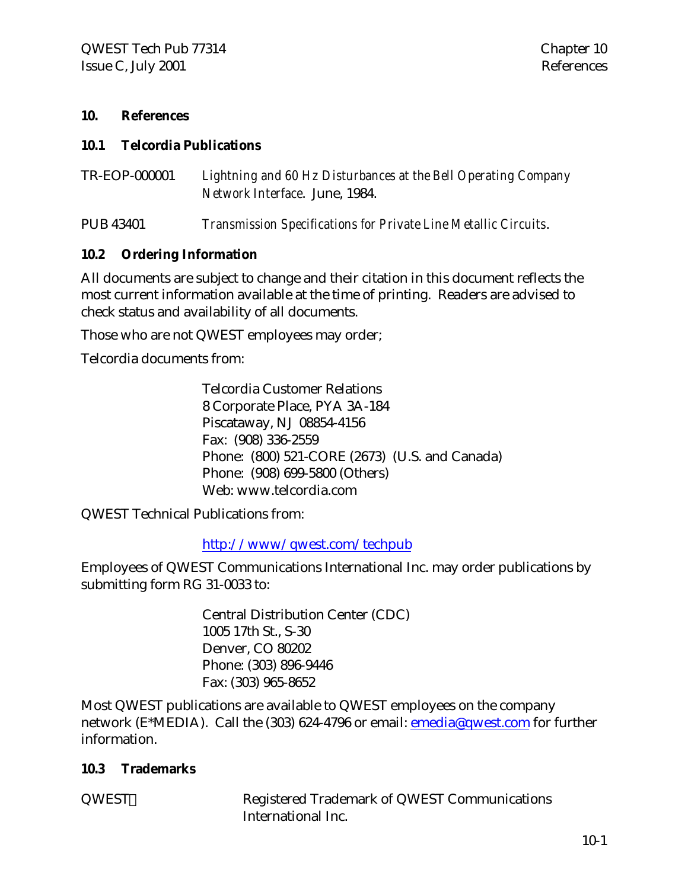## 10. References

### 10.1 Telcordia Publications

TR-EOP-000001 *Lightning and 60 Hz Disturbances at the Bell Operating Company Network Interface*. June, 1984.

PUB 43401 *Transmission Specifications for Private Line Metallic Circuits*.

### 10.2 Ordering Information

All documents are subject to change and their citation in this document reflects the most current information available at the time of printing. Readers are advised to check status and availability of all documents.

Those who are not QWEST employees may order;

Telcordia documents from:

Telcordia Customer Relations
8 Corporate Place, PYA 3A-184
Piscataway, NJ 08854-4156
Fax: (908) 336-2559
Phone: (800) 521-CORE (2673) (U.S. and Canada)
Phone: (908) 699-5800 (Others)
Web: www.telcordia.com

QWEST Technical Publications from:

http://www/qwest.com/techpub

Employees of QWEST Communications International Inc. may order publications by submitting form RG 31-0033 to:

Central Distribution Center (CDC)
1005 17th St., S-30
Denver, CO 80202
Phone: (303) 896-9446
Fax: (303) 965-8652

Most QWEST publications are available to QWEST employees on the company network (E*MEDIA). Call the (303) 624-4796 or email: emedia@qwest.com for further information.

### 10.3 Trademarks

QWEST® Registered Trademark of QWEST Communications International Inc.